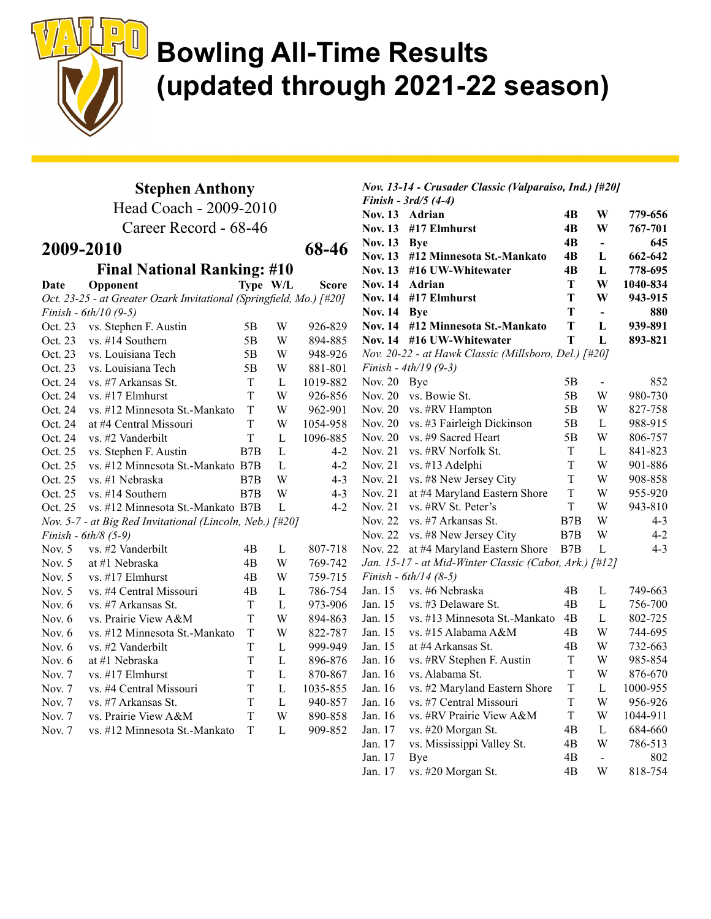# Bowling All-Time Results (updated through 2021-22 season)

## Stephen Anthony
Head Coach - 2009-2010
Career Record - 68-46

### 2009-2010 — 68-46

**Final National Ranking: #10**

| Date | Opponent | Type | W/L | Score |
|---|---|---|---|---|
| *Oct. 23-25 - at Greater Ozark Invitational (Springfield, Mo.) [#20]* | | | | |
| *Finish - 6th/10 (9-5)* | | | | |
| Oct. 23 | vs. Stephen F. Austin | 5B | W | 926-829 |
| Oct. 23 | vs. #14 Southern | 5B | W | 894-885 |
| Oct. 23 | vs. Louisiana Tech | 5B | W | 948-926 |
| Oct. 23 | vs. Louisiana Tech | 5B | W | 881-801 |
| Oct. 24 | vs. #7 Arkansas St. | T | L | 1019-882 |
| Oct. 24 | vs. #17 Elmhurst | T | W | 926-856 |
| Oct. 24 | vs. #12 Minnesota St.-Mankato | T | W | 962-901 |
| Oct. 24 | at #4 Central Missouri | T | W | 1054-958 |
| Oct. 24 | vs. #2 Vanderbilt | T | L | 1096-885 |
| Oct. 25 | vs. Stephen F. Austin | B7B | L | 4-2 |
| Oct. 25 | vs. #12 Minnesota St.-Mankato | B7B | L | 4-2 |
| Oct. 25 | vs. #1 Nebraska | B7B | W | 4-3 |
| Oct. 25 | vs. #14 Southern | B7B | W | 4-3 |
| Oct. 25 | vs. #12 Minnesota St.-Mankato | B7B | L | 4-2 |
| *Nov. 5-7 - at Big Red Invitational (Lincoln, Neb.) [#20]* | | | | |
| *Finish - 6th/8 (5-9)* | | | | |
| Nov. 5 | vs. #2 Vanderbilt | 4B | L | 807-718 |
| Nov. 5 | at #1 Nebraska | 4B | W | 769-742 |
| Nov. 5 | vs. #17 Elmhurst | 4B | W | 759-715 |
| Nov. 5 | vs. #4 Central Missouri | 4B | L | 786-754 |
| Nov. 6 | vs. #7 Arkansas St. | T | L | 973-906 |
| Nov. 6 | vs. Prairie View A&M | T | W | 894-863 |
| Nov. 6 | vs. #12 Minnesota St.-Mankato | T | W | 822-787 |
| Nov. 6 | vs. #2 Vanderbilt | T | L | 999-949 |
| Nov. 6 | at #1 Nebraska | T | L | 896-876 |
| Nov. 7 | vs. #17 Elmhurst | T | L | 870-867 |
| Nov. 7 | vs. #4 Central Missouri | T | L | 1035-855 |
| Nov. 7 | vs. #7 Arkansas St. | T | L | 940-857 |
| Nov. 7 | vs. Prairie View A&M | T | W | 890-858 |
| Nov. 7 | vs. #12 Minnesota St.-Mankato | T | L | 909-852 |
| ***Nov. 13-14 - Crusader Classic (Valparaiso, Ind.) [#20]*** | | | | |
| ***Finish - 3rd/5 (4-4)*** | | | | |
| **Nov. 13** | **Adrian** | **4B** | **W** | **779-656** |
| **Nov. 13** | **#17 Elmhurst** | **4B** | **W** | **767-701** |
| **Nov. 13** | **Bye** | **4B** | **-** | **645** |
| **Nov. 13** | **#12 Minnesota St.-Mankato** | **4B** | **L** | **662-642** |
| **Nov. 13** | **#16 UW-Whitewater** | **4B** | **L** | **778-695** |
| **Nov. 14** | **Adrian** | **T** | **W** | **1040-834** |
| **Nov. 14** | **#17 Elmhurst** | **T** | **W** | **943-915** |
| **Nov. 14** | **Bye** | **T** | **-** | **880** |
| **Nov. 14** | **#12 Minnesota St.-Mankato** | **T** | **L** | **939-891** |
| **Nov. 14** | **#16 UW-Whitewater** | **T** | **L** | **893-821** |
| *Nov. 20-22 - at Hawk Classic (Millsboro, Del.) [#20]* | | | | |
| *Finish - 4th/19 (9-3)* | | | | |
| Nov. 20 | Bye | 5B | - | 852 |
| Nov. 20 | vs. Bowie St. | 5B | W | 980-730 |
| Nov. 20 | vs. #RV Hampton | 5B | W | 827-758 |
| Nov. 20 | vs. #3 Fairleigh Dickinson | 5B | L | 988-915 |
| Nov. 20 | vs. #9 Sacred Heart | 5B | W | 806-757 |
| Nov. 21 | vs. #RV Norfolk St. | T | L | 841-823 |
| Nov. 21 | vs. #13 Adelphi | T | W | 901-886 |
| Nov. 21 | vs. #8 New Jersey City | T | W | 908-858 |
| Nov. 21 | at #4 Maryland Eastern Shore | T | W | 955-920 |
| Nov. 21 | vs. #RV St. Peter's | T | W | 943-810 |
| Nov. 22 | vs. #7 Arkansas St. | B7B | W | 4-3 |
| Nov. 22 | vs. #8 New Jersey City | B7B | W | 4-2 |
| Nov. 22 | at #4 Maryland Eastern Shore | B7B | L | 4-3 |
| *Jan. 15-17 - at Mid-Winter Classic (Cabot, Ark.) [#12]* | | | | |
| *Finish - 6th/14 (8-5)* | | | | |
| Jan. 15 | vs. #6 Nebraska | 4B | L | 749-663 |
| Jan. 15 | vs. #3 Delaware St. | 4B | L | 756-700 |
| Jan. 15 | vs. #13 Minnesota St.-Mankato | 4B | L | 802-725 |
| Jan. 15 | vs. #15 Alabama A&M | 4B | W | 744-695 |
| Jan. 15 | at #4 Arkansas St. | 4B | W | 732-663 |
| Jan. 16 | vs. #RV Stephen F. Austin | T | W | 985-854 |
| Jan. 16 | vs. Alabama St. | T | W | 876-670 |
| Jan. 16 | vs. #2 Maryland Eastern Shore | T | L | 1000-955 |
| Jan. 16 | vs. #7 Central Missouri | T | W | 956-926 |
| Jan. 16 | vs. #RV Prairie View A&M | T | W | 1044-911 |
| Jan. 17 | vs. #20 Morgan St. | 4B | L | 684-660 |
| Jan. 17 | vs. Mississippi Valley St. | 4B | W | 786-513 |
| Jan. 17 | Bye | 4B | - | 802 |
| Jan. 17 | vs. #20 Morgan St. | 4B | W | 818-754 |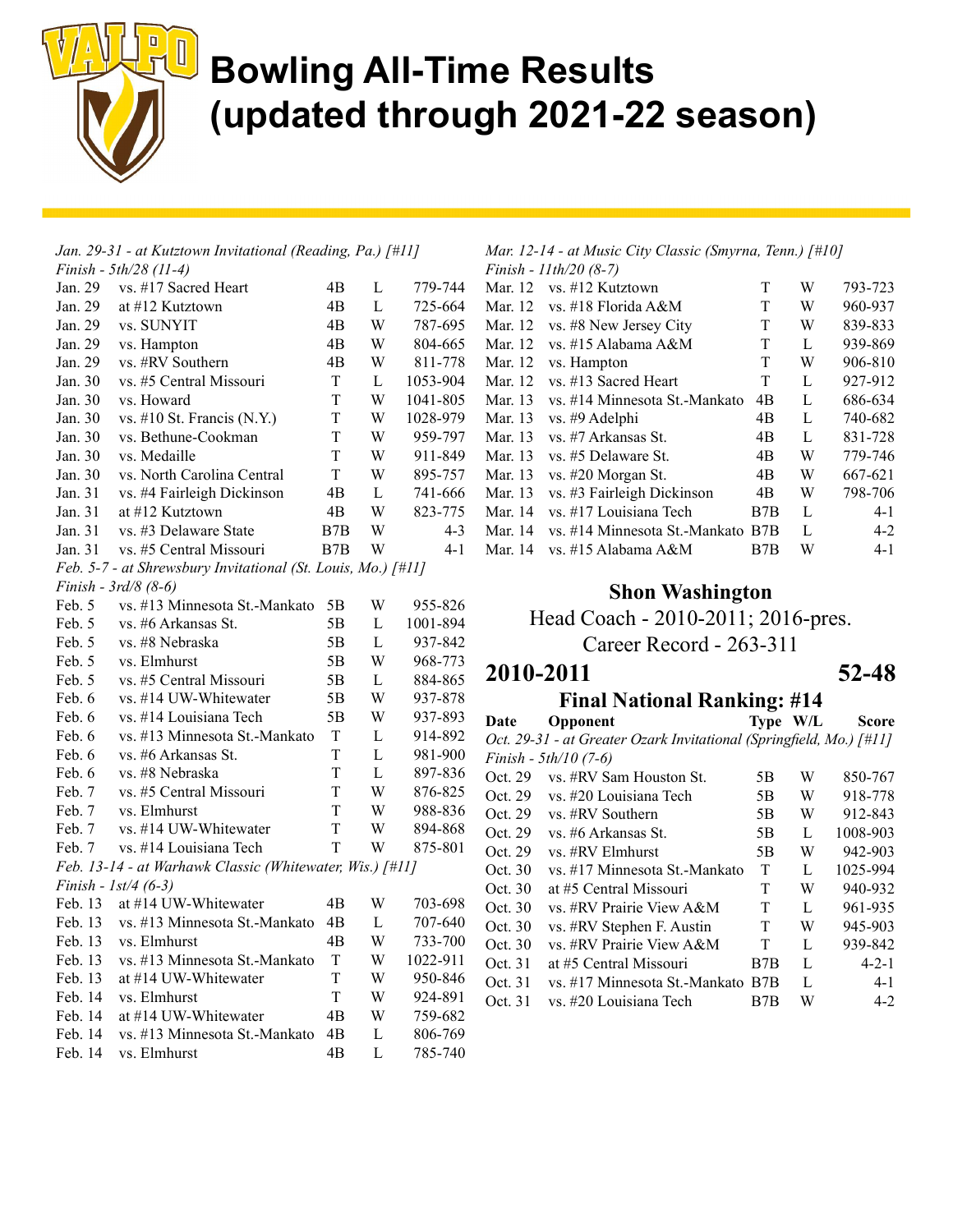# Bowling All-Time Results (updated through 2021-22 season)

*Jan. 29-31 - at Kutztown Invitational (Reading, Pa.) [#11]*
*Finish - 5th/28 (11-4)*

| Date | Opponent | Type | W/L | Score |
|---|---|---|---|---|
| Jan. 29 | vs. #17 Sacred Heart | 4B | L | 779-744 |
| Jan. 29 | at #12 Kutztown | 4B | L | 725-664 |
| Jan. 29 | vs. SUNYIT | 4B | W | 787-695 |
| Jan. 29 | vs. Hampton | 4B | W | 804-665 |
| Jan. 29 | vs. #RV Southern | 4B | W | 811-778 |
| Jan. 30 | vs. #5 Central Missouri | T | L | 1053-904 |
| Jan. 30 | vs. Howard | T | W | 1041-805 |
| Jan. 30 | vs. #10 St. Francis (N.Y.) | T | W | 1028-979 |
| Jan. 30 | vs. Bethune-Cookman | T | W | 959-797 |
| Jan. 30 | vs. Medaille | T | W | 911-849 |
| Jan. 30 | vs. North Carolina Central | T | W | 895-757 |
| Jan. 31 | vs. #4 Fairleigh Dickinson | 4B | L | 741-666 |
| Jan. 31 | at #12 Kutztown | 4B | W | 823-775 |
| Jan. 31 | vs. #3 Delaware State | B7B | W | 4-3 |
| Jan. 31 | vs. #5 Central Missouri | B7B | W | 4-1 |

*Feb. 5-7 - at Shrewsbury Invitational (St. Louis, Mo.) [#11]*
*Finish - 3rd/8 (8-6)*

| Date | Opponent | Type | W/L | Score |
|---|---|---|---|---|
| Feb. 5 | vs. #13 Minnesota St.-Mankato | 5B | W | 955-826 |
| Feb. 5 | vs. #6 Arkansas St. | 5B | L | 1001-894 |
| Feb. 5 | vs. #8 Nebraska | 5B | L | 937-842 |
| Feb. 5 | vs. Elmhurst | 5B | W | 968-773 |
| Feb. 5 | vs. #5 Central Missouri | 5B | L | 884-865 |
| Feb. 6 | vs. #14 UW-Whitewater | 5B | W | 937-878 |
| Feb. 6 | vs. #14 Louisiana Tech | 5B | W | 937-893 |
| Feb. 6 | vs. #13 Minnesota St.-Mankato | T | L | 914-892 |
| Feb. 6 | vs. #6 Arkansas St. | T | L | 981-900 |
| Feb. 6 | vs. #8 Nebraska | T | L | 897-836 |
| Feb. 7 | vs. #5 Central Missouri | T | W | 876-825 |
| Feb. 7 | vs. Elmhurst | T | W | 988-836 |
| Feb. 7 | vs. #14 UW-Whitewater | T | W | 894-868 |
| Feb. 7 | vs. #14 Louisiana Tech | T | W | 875-801 |

*Feb. 13-14 - at Warhawk Classic (Whitewater, Wis.) [#11]*
*Finish - 1st/4 (6-3)*

| Date | Opponent | Type | W/L | Score |
|---|---|---|---|---|
| Feb. 13 | at #14 UW-Whitewater | 4B | W | 703-698 |
| Feb. 13 | vs. #13 Minnesota St.-Mankato | 4B | L | 707-640 |
| Feb. 13 | vs. Elmhurst | 4B | W | 733-700 |
| Feb. 13 | vs. #13 Minnesota St.-Mankato | T | W | 1022-911 |
| Feb. 13 | at #14 UW-Whitewater | T | W | 950-846 |
| Feb. 14 | vs. Elmhurst | T | W | 924-891 |
| Feb. 14 | at #14 UW-Whitewater | 4B | W | 759-682 |
| Feb. 14 | vs. #13 Minnesota St.-Mankato | 4B | L | 806-769 |
| Feb. 14 | vs. Elmhurst | 4B | L | 785-740 |

*Mar. 12-14 - at Music City Classic (Smyrna, Tenn.) [#10]*
*Finish - 11th/20 (8-7)*

| Date | Opponent | Type | W/L | Score |
|---|---|---|---|---|
| Mar. 12 | vs. #12 Kutztown | T | W | 793-723 |
| Mar. 12 | vs. #18 Florida A&M | T | W | 960-937 |
| Mar. 12 | vs. #8 New Jersey City | T | W | 839-833 |
| Mar. 12 | vs. #15 Alabama A&M | T | L | 939-869 |
| Mar. 12 | vs. Hampton | T | W | 906-810 |
| Mar. 12 | vs. #13 Sacred Heart | T | L | 927-912 |
| Mar. 13 | vs. #14 Minnesota St.-Mankato | 4B | L | 686-634 |
| Mar. 13 | vs. #9 Adelphi | 4B | L | 740-682 |
| Mar. 13 | vs. #7 Arkansas St. | 4B | L | 831-728 |
| Mar. 13 | vs. #5 Delaware St. | 4B | W | 779-746 |
| Mar. 13 | vs. #20 Morgan St. | 4B | W | 667-621 |
| Mar. 13 | vs. #3 Fairleigh Dickinson | 4B | W | 798-706 |
| Mar. 14 | vs. #17 Louisiana Tech | B7B | L | 4-1 |
| Mar. 14 | vs. #14 Minnesota St.-Mankato | B7B | L | 4-2 |
| Mar. 14 | vs. #15 Alabama A&M | B7B | W | 4-1 |

## Shon Washington

Head Coach - 2010-2011; 2016-pres.

Career Record - 263-311

## 2010-2011 — 52-48

### Final National Ranking: #14

*Oct. 29-31 - at Greater Ozark Invitational (Springfield, Mo.) [#11]*
*Finish - 5th/10 (7-6)*

| Date | Opponent | Type | W/L | Score |
|---|---|---|---|---|
| Oct. 29 | vs. #RV Sam Houston St. | 5B | W | 850-767 |
| Oct. 29 | vs. #20 Louisiana Tech | 5B | W | 918-778 |
| Oct. 29 | vs. #RV Southern | 5B | W | 912-843 |
| Oct. 29 | vs. #6 Arkansas St. | 5B | L | 1008-903 |
| Oct. 29 | vs. #RV Elmhurst | 5B | W | 942-903 |
| Oct. 30 | vs. #17 Minnesota St.-Mankato | T | L | 1025-994 |
| Oct. 30 | at #5 Central Missouri | T | W | 940-932 |
| Oct. 30 | vs. #RV Prairie View A&M | T | L | 961-935 |
| Oct. 30 | vs. #RV Stephen F. Austin | T | W | 945-903 |
| Oct. 30 | vs. #RV Prairie View A&M | T | L | 939-842 |
| Oct. 31 | at #5 Central Missouri | B7B | L | 4-2-1 |
| Oct. 31 | vs. #17 Minnesota St.-Mankato | B7B | L | 4-1 |
| Oct. 31 | vs. #20 Louisiana Tech | B7B | W | 4-2 |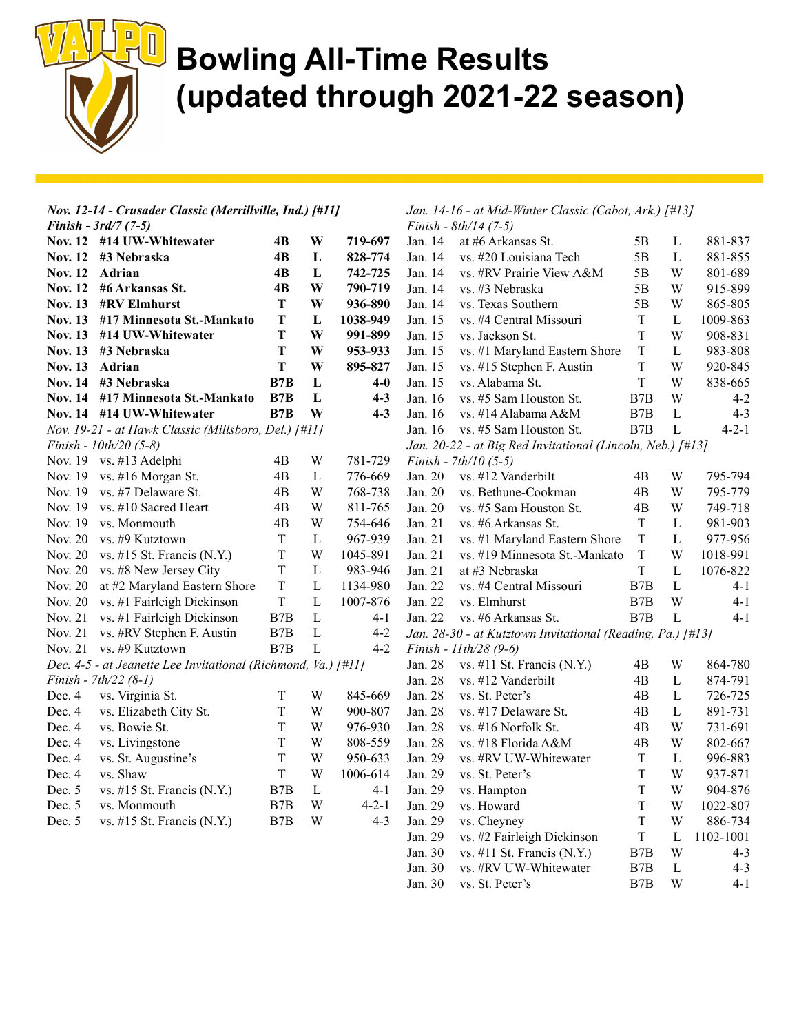# Bowling All-Time Results (updated through 2021-22 season)

***Nov. 12-14 - Crusader Classic (Merrillville, Ind.) [#11]***
***Finish - 3rd/7 (7-5)***

| Date | Opponent | Type | Result | Score |
|---|---|---|---|---|
| **Nov. 12** | **#14 UW-Whitewater** | **4B** | **W** | **719-697** |
| **Nov. 12** | **#3 Nebraska** | **4B** | **L** | **828-774** |
| **Nov. 12** | **Adrian** | **4B** | **L** | **742-725** |
| **Nov. 12** | **#6 Arkansas St.** | **4B** | **W** | **790-719** |
| **Nov. 13** | **#RV Elmhurst** | **T** | **W** | **936-890** |
| **Nov. 13** | **#17 Minnesota St.-Mankato** | **T** | **L** | **1038-949** |
| **Nov. 13** | **#14 UW-Whitewater** | **T** | **W** | **991-899** |
| **Nov. 13** | **#3 Nebraska** | **T** | **W** | **953-933** |
| **Nov. 13** | **Adrian** | **T** | **W** | **895-827** |
| **Nov. 14** | **#3 Nebraska** | **B7B** | **L** | **4-0** |
| **Nov. 14** | **#17 Minnesota St.-Mankato** | **B7B** | **L** | **4-3** |
| **Nov. 14** | **#14 UW-Whitewater** | **B7B** | **W** | **4-3** |

*Nov. 19-21 - at Hawk Classic (Millsboro, Del.) [#11]*
*Finish - 10th/20 (5-8)*

| Date | Opponent | Type | Result | Score |
|---|---|---|---|---|
| Nov. 19 | vs. #13 Adelphi | 4B | W | 781-729 |
| Nov. 19 | vs. #16 Morgan St. | 4B | L | 776-669 |
| Nov. 19 | vs. #7 Delaware St. | 4B | W | 768-738 |
| Nov. 19 | vs. #10 Sacred Heart | 4B | W | 811-765 |
| Nov. 19 | vs. Monmouth | 4B | W | 754-646 |
| Nov. 20 | vs. #9 Kutztown | T | L | 967-939 |
| Nov. 20 | vs. #15 St. Francis (N.Y.) | T | W | 1045-891 |
| Nov. 20 | vs. #8 New Jersey City | T | L | 983-946 |
| Nov. 20 | at #2 Maryland Eastern Shore | T | L | 1134-980 |
| Nov. 20 | vs. #1 Fairleigh Dickinson | T | L | 1007-876 |
| Nov. 21 | vs. #1 Fairleigh Dickinson | B7B | L | 4-1 |
| Nov. 21 | vs. #RV Stephen F. Austin | B7B | L | 4-2 |
| Nov. 21 | vs. #9 Kutztown | B7B | L | 4-2 |

*Dec. 4-5 - at Jeanette Lee Invitational (Richmond, Va.) [#11]*
*Finish - 7th/22 (8-1)*

| Date | Opponent | Type | Result | Score |
|---|---|---|---|---|
| Dec. 4 | vs. Virginia St. | T | W | 845-669 |
| Dec. 4 | vs. Elizabeth City St. | T | W | 900-807 |
| Dec. 4 | vs. Bowie St. | T | W | 976-930 |
| Dec. 4 | vs. Livingstone | T | W | 808-559 |
| Dec. 4 | vs. St. Augustine's | T | W | 950-633 |
| Dec. 4 | vs. Shaw | T | W | 1006-614 |
| Dec. 5 | vs. #15 St. Francis (N.Y.) | B7B | L | 4-1 |
| Dec. 5 | vs. Monmouth | B7B | W | 4-2-1 |
| Dec. 5 | vs. #15 St. Francis (N.Y.) | B7B | W | 4-3 |

*Jan. 14-16 - at Mid-Winter Classic (Cabot, Ark.) [#13]*
*Finish - 8th/14 (7-5)*

| Date | Opponent | Type | Result | Score |
|---|---|---|---|---|
| Jan. 14 | at #6 Arkansas St. | 5B | L | 881-837 |
| Jan. 14 | vs. #20 Louisiana Tech | 5B | L | 881-855 |
| Jan. 14 | vs. #RV Prairie View A&M | 5B | W | 801-689 |
| Jan. 14 | vs. #3 Nebraska | 5B | W | 915-899 |
| Jan. 14 | vs. Texas Southern | 5B | W | 865-805 |
| Jan. 15 | vs. #4 Central Missouri | T | L | 1009-863 |
| Jan. 15 | vs. Jackson St. | T | W | 908-831 |
| Jan. 15 | vs. #1 Maryland Eastern Shore | T | L | 983-808 |
| Jan. 15 | vs. #15 Stephen F. Austin | T | W | 920-845 |
| Jan. 15 | vs. Alabama St. | T | W | 838-665 |
| Jan. 16 | vs. #5 Sam Houston St. | B7B | W | 4-2 |
| Jan. 16 | vs. #14 Alabama A&M | B7B | L | 4-3 |
| Jan. 16 | vs. #5 Sam Houston St. | B7B | L | 4-2-1 |

*Jan. 20-22 - at Big Red Invitational (Lincoln, Neb.) [#13]*
*Finish - 7th/10 (5-5)*

| Date | Opponent | Type | Result | Score |
|---|---|---|---|---|
| Jan. 20 | vs. #12 Vanderbilt | 4B | W | 795-794 |
| Jan. 20 | vs. Bethune-Cookman | 4B | W | 795-779 |
| Jan. 20 | vs. #5 Sam Houston St. | 4B | W | 749-718 |
| Jan. 21 | vs. #6 Arkansas St. | T | L | 981-903 |
| Jan. 21 | vs. #1 Maryland Eastern Shore | T | L | 977-956 |
| Jan. 21 | vs. #19 Minnesota St.-Mankato | T | W | 1018-991 |
| Jan. 21 | at #3 Nebraska | T | L | 1076-822 |
| Jan. 22 | vs. #4 Central Missouri | B7B | L | 4-1 |
| Jan. 22 | vs. Elmhurst | B7B | W | 4-1 |
| Jan. 22 | vs. #6 Arkansas St. | B7B | L | 4-1 |

*Jan. 28-30 - at Kutztown Invitational (Reading, Pa.) [#13]*
*Finish - 11th/28 (9-6)*

| Date | Opponent | Type | Result | Score |
|---|---|---|---|---|
| Jan. 28 | vs. #11 St. Francis (N.Y.) | 4B | W | 864-780 |
| Jan. 28 | vs. #12 Vanderbilt | 4B | L | 874-791 |
| Jan. 28 | vs. St. Peter's | 4B | L | 726-725 |
| Jan. 28 | vs. #17 Delaware St. | 4B | L | 891-731 |
| Jan. 28 | vs. #16 Norfolk St. | 4B | W | 731-691 |
| Jan. 28 | vs. #18 Florida A&M | 4B | W | 802-667 |
| Jan. 29 | vs. #RV UW-Whitewater | T | L | 996-883 |
| Jan. 29 | vs. St. Peter's | T | W | 937-871 |
| Jan. 29 | vs. Hampton | T | W | 904-876 |
| Jan. 29 | vs. Howard | T | W | 1022-807 |
| Jan. 29 | vs. Cheyney | T | W | 886-734 |
| Jan. 29 | vs. #2 Fairleigh Dickinson | T | L | 1102-1001 |
| Jan. 30 | vs. #11 St. Francis (N.Y.) | B7B | W | 4-3 |
| Jan. 30 | vs. #RV UW-Whitewater | B7B | L | 4-3 |
| Jan. 30 | vs. St. Peter's | B7B | W | 4-1 |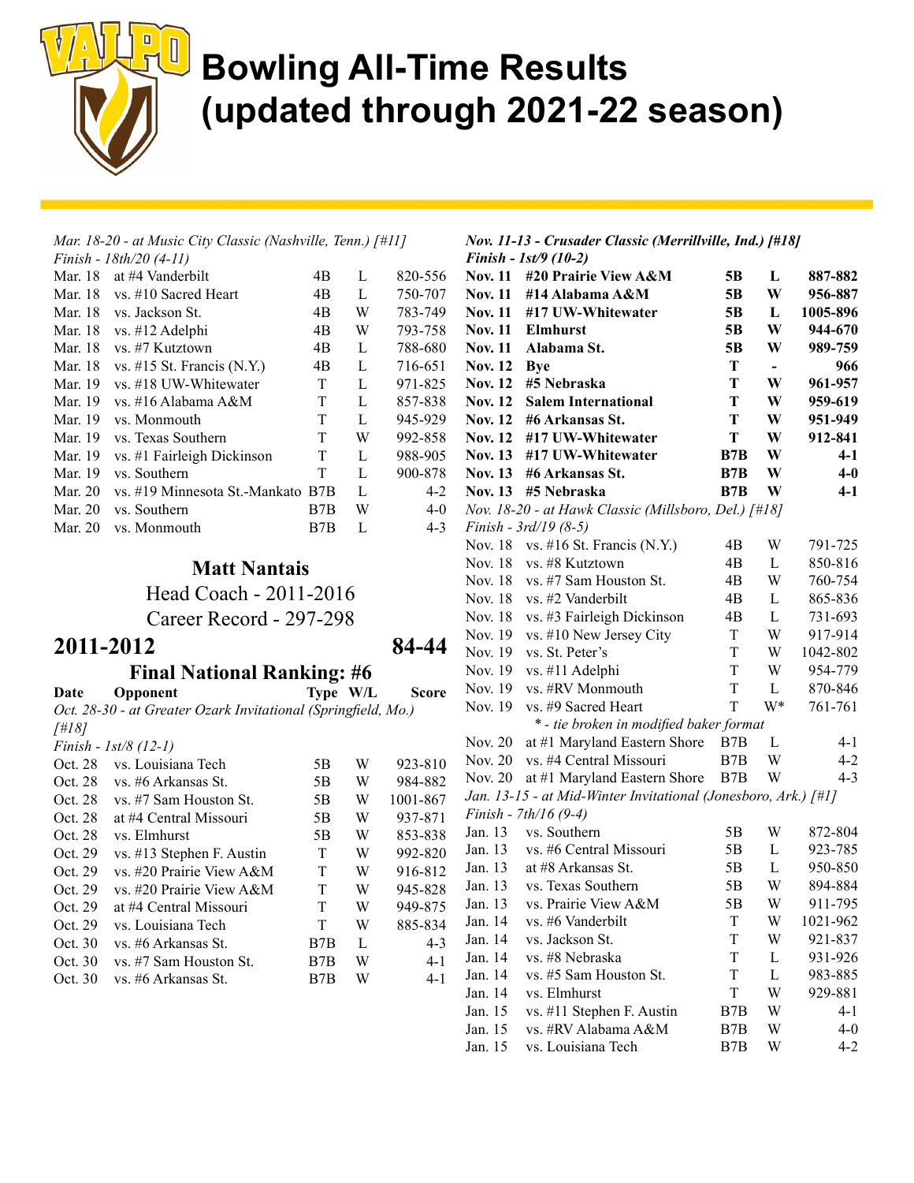# Bowling All-Time Results (updated through 2021-22 season)

*Mar. 18-20 - at Music City Classic (Nashville, Tenn.) [#11]*
*Finish - 18th/20 (4-11)*

| Date | Opponent | Type | W/L | Score |
|---|---|---|---|---|
| Mar. 18 | at #4 Vanderbilt | 4B | L | 820-556 |
| Mar. 18 | vs. #10 Sacred Heart | 4B | L | 750-707 |
| Mar. 18 | vs. Jackson St. | 4B | W | 783-749 |
| Mar. 18 | vs. #12 Adelphi | 4B | W | 793-758 |
| Mar. 18 | vs. #7 Kutztown | 4B | L | 788-680 |
| Mar. 18 | vs. #15 St. Francis (N.Y.) | 4B | L | 716-651 |
| Mar. 19 | vs. #18 UW-Whitewater | T | L | 971-825 |
| Mar. 19 | vs. #16 Alabama A&M | T | L | 857-838 |
| Mar. 19 | vs. Monmouth | T | L | 945-929 |
| Mar. 19 | vs. Texas Southern | T | W | 992-858 |
| Mar. 19 | vs. #1 Fairleigh Dickinson | T | L | 988-905 |
| Mar. 19 | vs. Southern | T | L | 900-878 |
| Mar. 20 | vs. #19 Minnesota St.-Mankato | B7B | L | 4-2 |
| Mar. 20 | vs. Southern | B7B | W | 4-0 |
| Mar. 20 | vs. Monmouth | B7B | L | 4-3 |

### Matt Nantais
Head Coach - 2011-2016
Career Record - 297-298

## 2011-2012 — 84-44

### Final National Ranking: #6

*Oct. 28-30 - at Greater Ozark Invitational (Springfield, Mo.) [#18]*
*Finish - 1st/8 (12-1)*

| Date | Opponent | Type | W/L | Score |
|---|---|---|---|---|
| Oct. 28 | vs. Louisiana Tech | 5B | W | 923-810 |
| Oct. 28 | vs. #6 Arkansas St. | 5B | W | 984-882 |
| Oct. 28 | vs. #7 Sam Houston St. | 5B | W | 1001-867 |
| Oct. 28 | at #4 Central Missouri | 5B | W | 937-871 |
| Oct. 28 | vs. Elmhurst | 5B | W | 853-838 |
| Oct. 29 | vs. #13 Stephen F. Austin | T | W | 992-820 |
| Oct. 29 | vs. #20 Prairie View A&M | T | W | 916-812 |
| Oct. 29 | vs. #20 Prairie View A&M | T | W | 945-828 |
| Oct. 29 | at #4 Central Missouri | T | W | 949-875 |
| Oct. 29 | vs. Louisiana Tech | T | W | 885-834 |
| Oct. 30 | vs. #6 Arkansas St. | B7B | L | 4-3 |
| Oct. 30 | vs. #7 Sam Houston St. | B7B | W | 4-1 |
| Oct. 30 | vs. #6 Arkansas St. | B7B | W | 4-1 |

***Nov. 11-13 - Crusader Classic (Merrillville, Ind.) [#18]***
***Finish - 1st/9 (10-2)***

| Date | Opponent | Type | W/L | Score |
|---|---|---|---|---|
| **Nov. 11** | **#20 Prairie View A&M** | **5B** | **L** | **887-882** |
| **Nov. 11** | **#14 Alabama A&M** | **5B** | **W** | **956-887** |
| **Nov. 11** | **#17 UW-Whitewater** | **5B** | **L** | **1005-896** |
| **Nov. 11** | **Elmhurst** | **5B** | **W** | **944-670** |
| **Nov. 11** | **Alabama St.** | **5B** | **W** | **989-759** |
| **Nov. 12** | **Bye** | **T** | **-** | **966** |
| **Nov. 12** | **#5 Nebraska** | **T** | **W** | **961-957** |
| **Nov. 12** | **Salem International** | **T** | **W** | **959-619** |
| **Nov. 12** | **#6 Arkansas St.** | **T** | **W** | **951-949** |
| **Nov. 12** | **#17 UW-Whitewater** | **T** | **W** | **912-841** |
| **Nov. 13** | **#17 UW-Whitewater** | **B7B** | **W** | **4-1** |
| **Nov. 13** | **#6 Arkansas St.** | **B7B** | **W** | **4-0** |
| **Nov. 13** | **#5 Nebraska** | **B7B** | **W** | **4-1** |

*Nov. 18-20 - at Hawk Classic (Millsboro, Del.) [#18]*
*Finish - 3rd/19 (8-5)*

| Date | Opponent | Type | W/L | Score |
|---|---|---|---|---|
| Nov. 18 | vs. #16 St. Francis (N.Y.) | 4B | W | 791-725 |
| Nov. 18 | vs. #8 Kutztown | 4B | L | 850-816 |
| Nov. 18 | vs. #7 Sam Houston St. | 4B | W | 760-754 |
| Nov. 18 | vs. #2 Vanderbilt | 4B | L | 865-836 |
| Nov. 18 | vs. #3 Fairleigh Dickinson | 4B | L | 731-693 |
| Nov. 19 | vs. #10 New Jersey City | T | W | 917-914 |
| Nov. 19 | vs. St. Peter's | T | W | 1042-802 |
| Nov. 19 | vs. #11 Adelphi | T | W | 954-779 |
| Nov. 19 | vs. #RV Monmouth | T | L | 870-846 |
| Nov. 19 | vs. #9 Sacred Heart | T | W* | 761-761 |
| Nov. 20 | at #1 Maryland Eastern Shore | B7B | L | 4-1 |
| Nov. 20 | vs. #4 Central Missouri | B7B | W | 4-2 |
| Nov. 20 | at #1 Maryland Eastern Shore | B7B | W | 4-3 |

*\* - tie broken in modified baker format*

*Jan. 13-15 - at Mid-Winter Invitational (Jonesboro, Ark.) [#1]*
*Finish - 7th/16 (9-4)*

| Date | Opponent | Type | W/L | Score |
|---|---|---|---|---|
| Jan. 13 | vs. Southern | 5B | W | 872-804 |
| Jan. 13 | vs. #6 Central Missouri | 5B | L | 923-785 |
| Jan. 13 | at #8 Arkansas St. | 5B | L | 950-850 |
| Jan. 13 | vs. Texas Southern | 5B | W | 894-884 |
| Jan. 13 | vs. Prairie View A&M | 5B | W | 911-795 |
| Jan. 14 | vs. #6 Vanderbilt | T | W | 1021-962 |
| Jan. 14 | vs. Jackson St. | T | W | 921-837 |
| Jan. 14 | vs. #8 Nebraska | T | L | 931-926 |
| Jan. 14 | vs. #5 Sam Houston St. | T | L | 983-885 |
| Jan. 14 | vs. Elmhurst | T | W | 929-881 |
| Jan. 15 | vs. #11 Stephen F. Austin | B7B | W | 4-1 |
| Jan. 15 | vs. #RV Alabama A&M | B7B | W | 4-0 |
| Jan. 15 | vs. Louisiana Tech | B7B | W | 4-2 |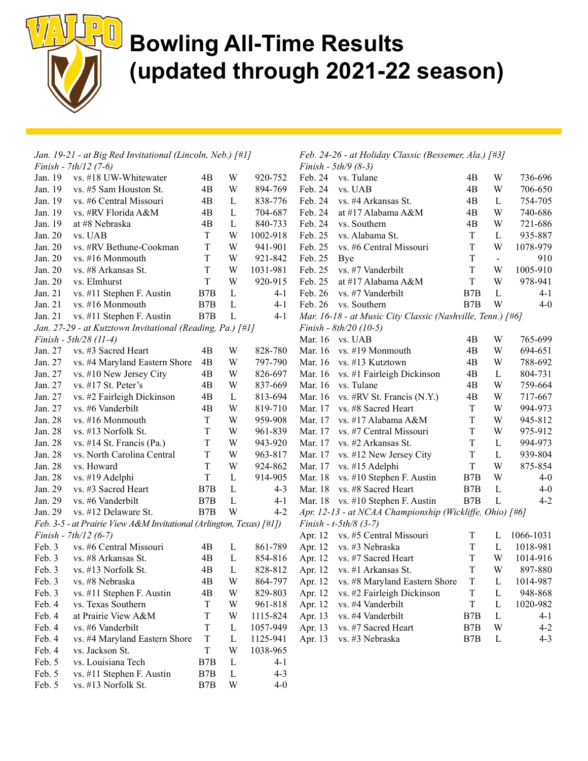# Bowling All-Time Results (updated through 2021-22 season)

*Jan. 19-21 - at Big Red Invitational (Lincoln, Neb.) [#1]*
*Finish - 7th/12 (7-6)*

| Date | Opponent | Type | Result | Score |
|---|---|---|---|---|
| Jan. 19 | vs. #18 UW-Whitewater | 4B | W | 920-752 |
| Jan. 19 | vs. #5 Sam Houston St. | 4B | W | 894-769 |
| Jan. 19 | vs. #6 Central Missouri | 4B | L | 838-776 |
| Jan. 19 | vs. #RV Florida A&M | 4B | L | 704-687 |
| Jan. 19 | at #8 Nebraska | 4B | L | 840-733 |
| Jan. 20 | vs. UAB | T | W | 1002-918 |
| Jan. 20 | vs. #RV Bethune-Cookman | T | W | 941-901 |
| Jan. 20 | vs. #16 Monmouth | T | W | 921-842 |
| Jan. 20 | vs. #8 Arkansas St. | T | W | 1031-981 |
| Jan. 20 | vs. Elmhurst | T | W | 920-915 |
| Jan. 21 | vs. #11 Stephen F. Austin | B7B | L | 4-1 |
| Jan. 21 | vs. #16 Monmouth | B7B | L | 4-1 |
| Jan. 21 | vs. #11 Stephen F. Austin | B7B | L | 4-1 |

*Jan. 27-29 - at Kutztown Invitational (Reading, Pa.) [#1]*
*Finish - 5th/28 (11-4)*

| Date | Opponent | Type | Result | Score |
|---|---|---|---|---|
| Jan. 27 | vs. #3 Sacred Heart | 4B | W | 828-780 |
| Jan. 27 | vs. #4 Maryland Eastern Shore | 4B | W | 797-790 |
| Jan. 27 | vs. #10 New Jersey City | 4B | W | 826-697 |
| Jan. 27 | vs. #17 St. Peter's | 4B | W | 837-669 |
| Jan. 27 | vs. #2 Fairleigh Dickinson | 4B | L | 813-694 |
| Jan. 27 | vs. #6 Vanderbilt | 4B | W | 819-710 |
| Jan. 28 | vs. #16 Monmouth | T | W | 959-908 |
| Jan. 28 | vs. #13 Norfolk St. | T | W | 961-839 |
| Jan. 28 | vs. #14 St. Francis (Pa.) | T | W | 943-920 |
| Jan. 28 | vs. North Carolina Central | T | W | 963-817 |
| Jan. 28 | vs. Howard | T | W | 924-862 |
| Jan. 28 | vs. #19 Adelphi | T | L | 914-905 |
| Jan. 29 | vs. #3 Sacred Heart | B7B | L | 4-3 |
| Jan. 29 | vs. #6 Vanderbilt | B7B | L | 4-1 |
| Jan. 29 | vs. #12 Delaware St. | B7B | W | 4-2 |

*Feb. 3-5 - at Prairie View A&M Invitational (Arlington, Texas) [#1])*
*Finish - 7th/12 (6-7)*

| Date | Opponent | Type | Result | Score |
|---|---|---|---|---|
| Feb. 3 | vs. #6 Central Missouri | 4B | L | 861-789 |
| Feb. 3 | vs. #8 Arkansas St. | 4B | L | 854-816 |
| Feb. 3 | vs. #13 Norfolk St. | 4B | L | 828-812 |
| Feb. 3 | vs. #8 Nebraska | 4B | W | 864-797 |
| Feb. 3 | vs. #11 Stephen F. Austin | 4B | W | 829-803 |
| Feb. 4 | vs. Texas Southern | T | W | 961-818 |
| Feb. 4 | at Prairie View A&M | T | W | 1115-824 |
| Feb. 4 | vs. #6 Vanderbilt | T | L | 1057-949 |
| Feb. 4 | vs. #4 Maryland Eastern Shore | T | L | 1125-941 |
| Feb. 4 | vs. Jackson St. | T | W | 1038-965 |
| Feb. 5 | vs. Louisiana Tech | B7B | L | 4-1 |
| Feb. 5 | vs. #11 Stephen F. Austin | B7B | L | 4-3 |
| Feb. 5 | vs. #13 Norfolk St. | B7B | W | 4-0 |

*Feb. 24-26 - at Holiday Classic (Bessemer, Ala.) [#3]*
*Finish - 5th/9 (8-3)*

| Date | Opponent | Type | Result | Score |
|---|---|---|---|---|
| Feb. 24 | vs. Tulane | 4B | W | 736-696 |
| Feb. 24 | vs. UAB | 4B | W | 706-650 |
| Feb. 24 | vs. #4 Arkansas St. | 4B | L | 754-705 |
| Feb. 24 | at #17 Alabama A&M | 4B | W | 740-686 |
| Feb. 24 | vs. Southern | 4B | W | 721-686 |
| Feb. 25 | vs. Alabama St. | T | L | 935-887 |
| Feb. 25 | vs. #6 Central Missouri | T | W | 1078-979 |
| Feb. 25 | Bye | T | - | 910 |
| Feb. 25 | vs. #7 Vanderbilt | T | W | 1005-910 |
| Feb. 25 | at #17 Alabama A&M | T | W | 978-941 |
| Feb. 26 | vs. #7 Vanderbilt | B7B | L | 4-1 |
| Feb. 26 | vs. Southern | B7B | W | 4-0 |

*Mar. 16-18 - at Music City Classic (Nashville, Tenn.) [#6]*
*Finish - 8th/20 (10-5)*

| Date | Opponent | Type | Result | Score |
|---|---|---|---|---|
| Mar. 16 | vs. UAB | 4B | W | 765-699 |
| Mar. 16 | vs. #19 Monmouth | 4B | W | 694-651 |
| Mar. 16 | vs. #13 Kutztown | 4B | W | 788-692 |
| Mar. 16 | vs. #1 Fairleigh Dickinson | 4B | L | 804-731 |
| Mar. 16 | vs. Tulane | 4B | W | 759-664 |
| Mar. 16 | vs. #RV St. Francis (N.Y.) | 4B | W | 717-667 |
| Mar. 17 | vs. #8 Sacred Heart | T | W | 994-973 |
| Mar. 17 | vs. #17 Alabama A&M | T | W | 945-812 |
| Mar. 17 | vs. #7 Central Missouri | T | W | 975-912 |
| Mar. 17 | vs. #2 Arkansas St. | T | L | 994-973 |
| Mar. 17 | vs. #12 New Jersey City | T | L | 939-804 |
| Mar. 17 | vs. #15 Adelphi | T | W | 875-854 |
| Mar. 18 | vs. #10 Stephen F. Austin | B7B | W | 4-0 |
| Mar. 18 | vs. #8 Sacred Heart | B7B | L | 4-0 |
| Mar. 18 | vs. #10 Stephen F. Austin | B7B | L | 4-2 |

*Apr. 12-13 - at NCAA Championship (Wickliffe, Ohio) [#6]*
*Finish - t-5th/8 (3-7)*

| Date | Opponent | Type | Result | Score |
|---|---|---|---|---|
| Apr. 12 | vs. #5 Central Missouri | T | L | 1066-1031 |
| Apr. 12 | vs. #3 Nebraska | T | L | 1018-981 |
| Apr. 12 | vs. #7 Sacred Heart | T | W | 1014-916 |
| Apr. 12 | vs. #1 Arkansas St. | T | W | 897-880 |
| Apr. 12 | vs. #8 Maryland Eastern Shore | T | L | 1014-987 |
| Apr. 12 | vs. #2 Fairleigh Dickinson | T | L | 948-868 |
| Apr. 12 | vs. #4 Vanderbilt | T | L | 1020-982 |
| Apr. 13 | vs. #4 Vanderbilt | B7B | L | 4-1 |
| Apr. 13 | vs. #7 Sacred Heart | B7B | W | 4-2 |
| Apr. 13 | vs. #3 Nebraska | B7B | L | 4-3 |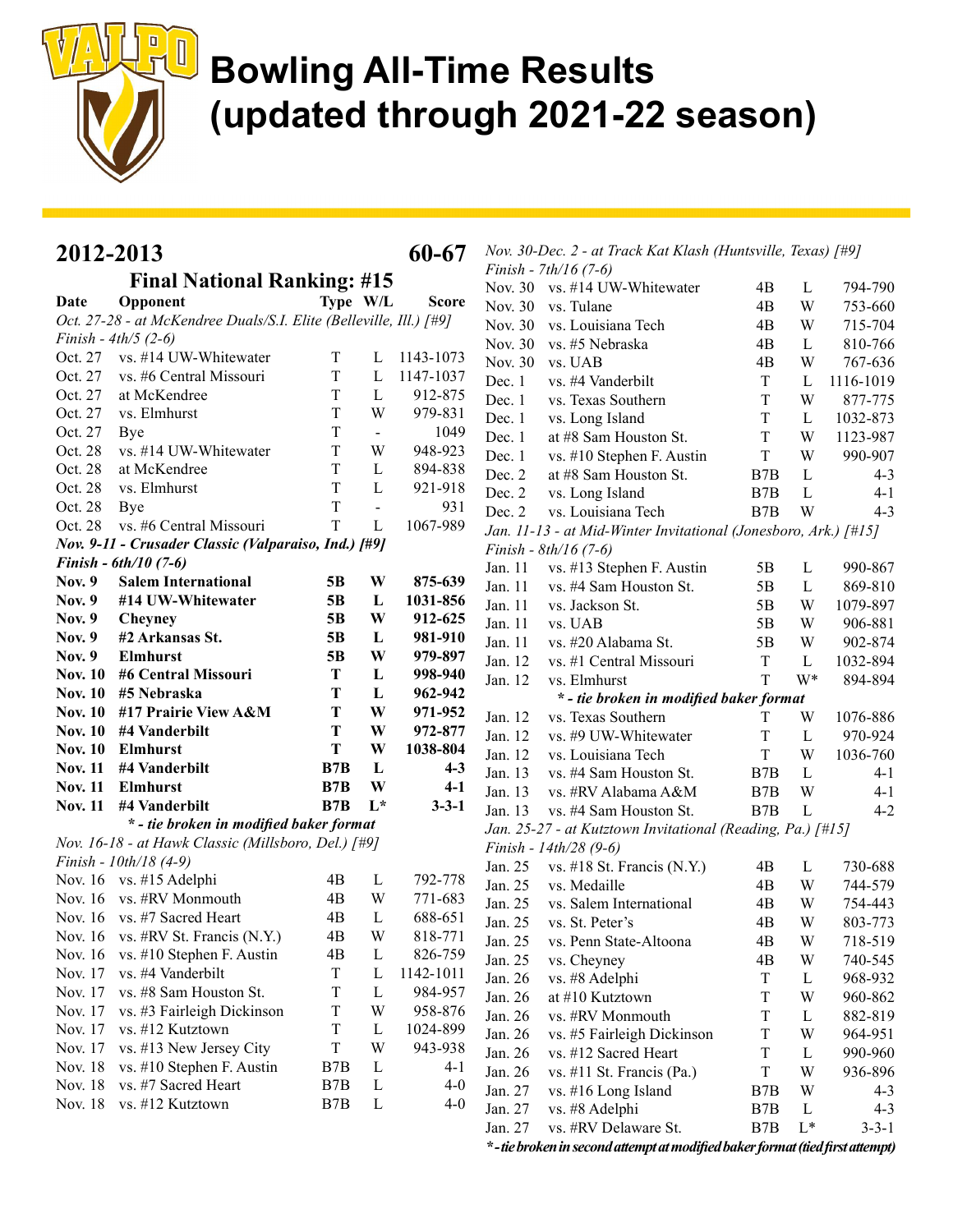# Bowling All-Time Results (updated through 2021-22 season)

## 2012-2013 — 60-67

### Final National Ranking: #15

| Date | Opponent | Type | W/L | Score |
|---|---|---|---|---|
| *Oct. 27-28 - at McKendree Duals/S.I. Elite (Belleville, Ill.) [#9]* | | | | |
| *Finish - 4th/5 (2-6)* | | | | |
| Oct. 27 | vs. #14 UW-Whitewater | T | L | 1143-1073 |
| Oct. 27 | vs. #6 Central Missouri | T | L | 1147-1037 |
| Oct. 27 | at McKendree | T | L | 912-875 |
| Oct. 27 | vs. Elmhurst | T | W | 979-831 |
| Oct. 27 | Bye | T | - | 1049 |
| Oct. 28 | vs. #14 UW-Whitewater | T | W | 948-923 |
| Oct. 28 | at McKendree | T | L | 894-838 |
| Oct. 28 | vs. Elmhurst | T | L | 921-918 |
| Oct. 28 | Bye | T | - | 931 |
| Oct. 28 | vs. #6 Central Missouri | T | L | 1067-989 |
| ***Nov. 9-11 - Crusader Classic (Valparaiso, Ind.) [#9]*** | | | | |
| ***Finish - 6th/10 (7-6)*** | | | | |
| **Nov. 9** | **Salem International** | **5B** | **W** | **875-639** |
| **Nov. 9** | **#14 UW-Whitewater** | **5B** | **L** | **1031-856** |
| **Nov. 9** | **Cheyney** | **5B** | **W** | **912-625** |
| **Nov. 9** | **#2 Arkansas St.** | **5B** | **L** | **981-910** |
| **Nov. 9** | **Elmhurst** | **5B** | **W** | **979-897** |
| **Nov. 10** | **#6 Central Missouri** | **T** | **L** | **998-940** |
| **Nov. 10** | **#5 Nebraska** | **T** | **L** | **962-942** |
| **Nov. 10** | **#17 Prairie View A&M** | **T** | **W** | **971-952** |
| **Nov. 10** | **#4 Vanderbilt** | **T** | **W** | **972-877** |
| **Nov. 10** | **Elmhurst** | **T** | **W** | **1038-804** |
| **Nov. 11** | **#4 Vanderbilt** | **B7B** | **L** | **4-3** |
| **Nov. 11** | **Elmhurst** | **B7B** | **W** | **4-1** |
| **Nov. 11** | **#4 Vanderbilt** | **B7B** | **L*** | **3-3-1** |
| ***\* - tie broken in modified baker format*** | | | | |
| *Nov. 16-18 - at Hawk Classic (Millsboro, Del.) [#9]* | | | | |
| *Finish - 10th/18 (4-9)* | | | | |
| Nov. 16 | vs. #15 Adelphi | 4B | L | 792-778 |
| Nov. 16 | vs. #RV Monmouth | 4B | W | 771-683 |
| Nov. 16 | vs. #7 Sacred Heart | 4B | L | 688-651 |
| Nov. 16 | vs. #RV St. Francis (N.Y.) | 4B | W | 818-771 |
| Nov. 16 | vs. #10 Stephen F. Austin | 4B | L | 826-759 |
| Nov. 17 | vs. #4 Vanderbilt | T | L | 1142-1011 |
| Nov. 17 | vs. #8 Sam Houston St. | T | L | 984-957 |
| Nov. 17 | vs. #3 Fairleigh Dickinson | T | W | 958-876 |
| Nov. 17 | vs. #12 Kutztown | T | L | 1024-899 |
| Nov. 17 | vs. #13 New Jersey City | T | W | 943-938 |
| Nov. 18 | vs. #10 Stephen F. Austin | B7B | L | 4-1 |
| Nov. 18 | vs. #7 Sacred Heart | B7B | L | 4-0 |
| Nov. 18 | vs. #12 Kutztown | B7B | L | 4-0 |
| *Nov. 30-Dec. 2 - at Track Kat Klash (Huntsville, Texas) [#9]* | | | | |
| *Finish - 7th/16 (7-6)* | | | | |
| Nov. 30 | vs. #14 UW-Whitewater | 4B | L | 794-790 |
| Nov. 30 | vs. Tulane | 4B | W | 753-660 |
| Nov. 30 | vs. Louisiana Tech | 4B | W | 715-704 |
| Nov. 30 | vs. #5 Nebraska | 4B | L | 810-766 |
| Nov. 30 | vs. UAB | 4B | W | 767-636 |
| Dec. 1 | vs. #4 Vanderbilt | T | L | 1116-1019 |
| Dec. 1 | vs. Texas Southern | T | W | 877-775 |
| Dec. 1 | vs. Long Island | T | L | 1032-873 |
| Dec. 1 | at #8 Sam Houston St. | T | W | 1123-987 |
| Dec. 1 | vs. #10 Stephen F. Austin | T | W | 990-907 |
| Dec. 2 | at #8 Sam Houston St. | B7B | L | 4-3 |
| Dec. 2 | vs. Long Island | B7B | L | 4-1 |
| Dec. 2 | vs. Louisiana Tech | B7B | W | 4-3 |
| *Jan. 11-13 - at Mid-Winter Invitational (Jonesboro, Ark.) [#15]* | | | | |
| *Finish - 8th/16 (7-6)* | | | | |
| Jan. 11 | vs. #13 Stephen F. Austin | 5B | L | 990-867 |
| Jan. 11 | vs. #4 Sam Houston St. | 5B | L | 869-810 |
| Jan. 11 | vs. Jackson St. | 5B | W | 1079-897 |
| Jan. 11 | vs. UAB | 5B | W | 906-881 |
| Jan. 11 | vs. #20 Alabama St. | 5B | W | 902-874 |
| Jan. 12 | vs. #1 Central Missouri | T | L | 1032-894 |
| Jan. 12 | vs. Elmhurst | T | W* | 894-894 |
| ***\* - tie broken in modified baker format*** | | | | |
| Jan. 12 | vs. Texas Southern | T | W | 1076-886 |
| Jan. 12 | vs. #9 UW-Whitewater | T | L | 970-924 |
| Jan. 12 | vs. Louisiana Tech | T | W | 1036-760 |
| Jan. 13 | vs. #4 Sam Houston St. | B7B | L | 4-1 |
| Jan. 13 | vs. #RV Alabama A&M | B7B | W | 4-1 |
| Jan. 13 | vs. #4 Sam Houston St. | B7B | L | 4-2 |
| *Jan. 25-27 - at Kutztown Invitational (Reading, Pa.) [#15]* | | | | |
| *Finish - 14th/28 (9-6)* | | | | |
| Jan. 25 | vs. #18 St. Francis (N.Y.) | 4B | L | 730-688 |
| Jan. 25 | vs. Medaille | 4B | W | 744-579 |
| Jan. 25 | vs. Salem International | 4B | W | 754-443 |
| Jan. 25 | vs. St. Peter's | 4B | W | 803-773 |
| Jan. 25 | vs. Penn State-Altoona | 4B | W | 718-519 |
| Jan. 25 | vs. Cheyney | 4B | W | 740-545 |
| Jan. 26 | vs. #8 Adelphi | T | L | 968-932 |
| Jan. 26 | at #10 Kutztown | T | W | 960-862 |
| Jan. 26 | vs. #RV Monmouth | T | L | 882-819 |
| Jan. 26 | vs. #5 Fairleigh Dickinson | T | W | 964-951 |
| Jan. 26 | vs. #12 Sacred Heart | T | L | 990-960 |
| Jan. 26 | vs. #11 St. Francis (Pa.) | T | W | 936-896 |
| Jan. 27 | vs. #16 Long Island | B7B | W | 4-3 |
| Jan. 27 | vs. #8 Adelphi | B7B | L | 4-3 |
| Jan. 27 | vs. #RV Delaware St. | B7B | L* | 3-3-1 |

***\* - tie broken in second attempt at modified baker format (tied first attempt)***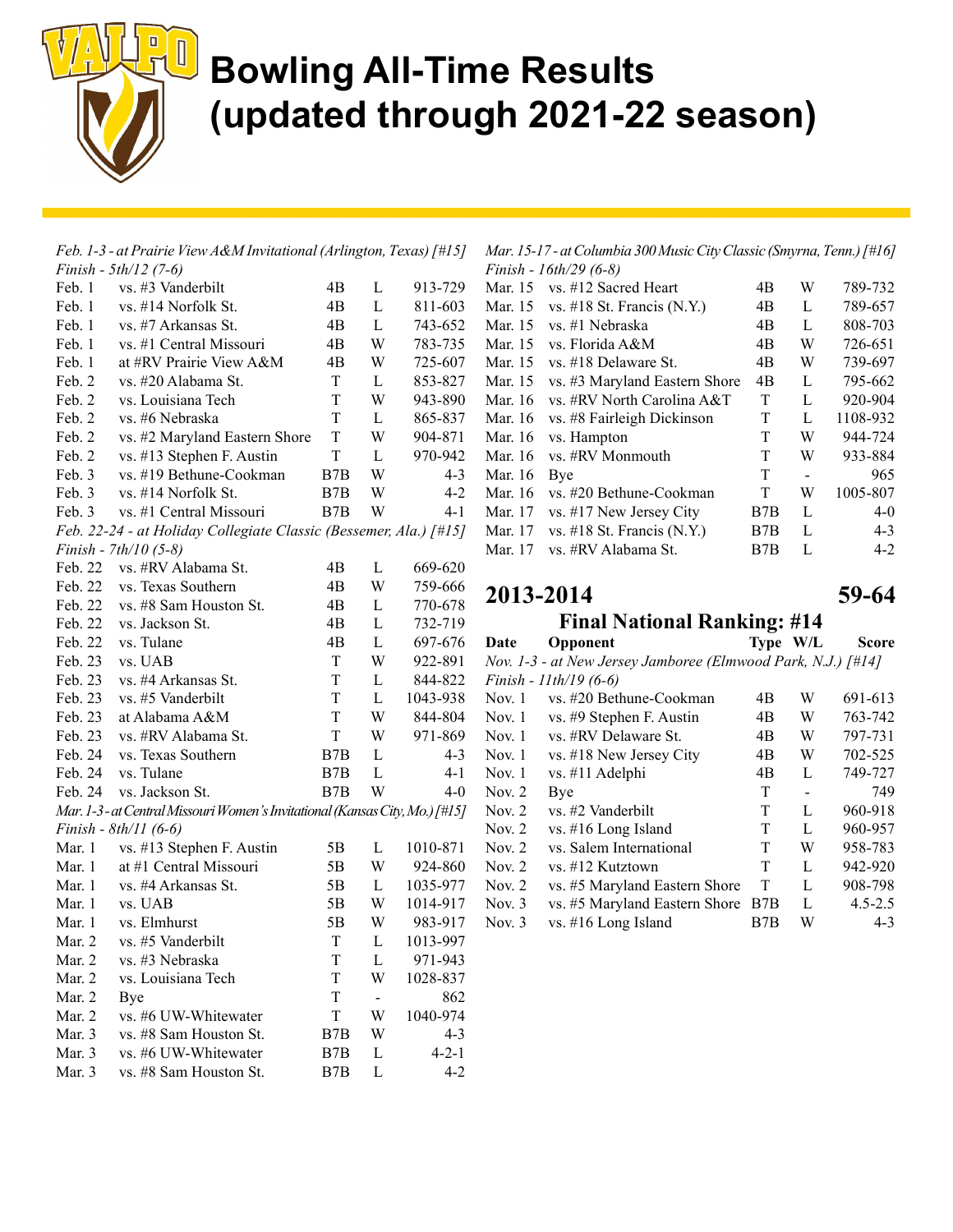# Bowling All-Time Results (updated through 2021-22 season)

*Feb. 1-3 - at Prairie View A&M Invitational (Arlington, Texas) [#15]*
*Finish - 5th/12 (7-6)*

| Date | Opponent | Type | W/L | Score |
|---|---|---|---|---|
| Feb. 1 | vs. #3 Vanderbilt | 4B | L | 913-729 |
| Feb. 1 | vs. #14 Norfolk St. | 4B | L | 811-603 |
| Feb. 1 | vs. #7 Arkansas St. | 4B | L | 743-652 |
| Feb. 1 | vs. #1 Central Missouri | 4B | W | 783-735 |
| Feb. 1 | at #RV Prairie View A&M | 4B | W | 725-607 |
| Feb. 2 | vs. #20 Alabama St. | T | L | 853-827 |
| Feb. 2 | vs. Louisiana Tech | T | W | 943-890 |
| Feb. 2 | vs. #6 Nebraska | T | L | 865-837 |
| Feb. 2 | vs. #2 Maryland Eastern Shore | T | W | 904-871 |
| Feb. 2 | vs. #13 Stephen F. Austin | T | L | 970-942 |
| Feb. 3 | vs. #19 Bethune-Cookman | B7B | W | 4-3 |
| Feb. 3 | vs. #14 Norfolk St. | B7B | W | 4-2 |
| Feb. 3 | vs. #1 Central Missouri | B7B | W | 4-1 |

*Feb. 22-24 - at Holiday Collegiate Classic (Bessemer, Ala.) [#15]*
*Finish - 7th/10 (5-8)*

| Date | Opponent | Type | W/L | Score |
|---|---|---|---|---|
| Feb. 22 | vs. #RV Alabama St. | 4B | L | 669-620 |
| Feb. 22 | vs. Texas Southern | 4B | W | 759-666 |
| Feb. 22 | vs. #8 Sam Houston St. | 4B | L | 770-678 |
| Feb. 22 | vs. Jackson St. | 4B | L | 732-719 |
| Feb. 22 | vs. Tulane | 4B | L | 697-676 |
| Feb. 23 | vs. UAB | T | W | 922-891 |
| Feb. 23 | vs. #4 Arkansas St. | T | L | 844-822 |
| Feb. 23 | vs. #5 Vanderbilt | T | L | 1043-938 |
| Feb. 23 | at Alabama A&M | T | W | 844-804 |
| Feb. 23 | vs. #RV Alabama St. | T | W | 971-869 |
| Feb. 24 | vs. Texas Southern | B7B | L | 4-3 |
| Feb. 24 | vs. Tulane | B7B | L | 4-1 |
| Feb. 24 | vs. Jackson St. | B7B | W | 4-0 |

*Mar. 1-3 - at Central Missouri Women's Invitational (Kansas City, Mo.) [#15]*
*Finish - 8th/11 (6-6)*

| Date | Opponent | Type | W/L | Score |
|---|---|---|---|---|
| Mar. 1 | vs. #13 Stephen F. Austin | 5B | L | 1010-871 |
| Mar. 1 | at #1 Central Missouri | 5B | W | 924-860 |
| Mar. 1 | vs. #4 Arkansas St. | 5B | L | 1035-977 |
| Mar. 1 | vs. UAB | 5B | W | 1014-917 |
| Mar. 1 | vs. Elmhurst | 5B | W | 983-917 |
| Mar. 2 | vs. #5 Vanderbilt | T | L | 1013-997 |
| Mar. 2 | vs. #3 Nebraska | T | L | 971-943 |
| Mar. 2 | vs. Louisiana Tech | T | W | 1028-837 |
| Mar. 2 | Bye | T | - | 862 |
| Mar. 2 | vs. #6 UW-Whitewater | T | W | 1040-974 |
| Mar. 3 | vs. #8 Sam Houston St. | B7B | W | 4-3 |
| Mar. 3 | vs. #6 UW-Whitewater | B7B | L | 4-2-1 |
| Mar. 3 | vs. #8 Sam Houston St. | B7B | L | 4-2 |

*Mar. 15-17 - at Columbia 300 Music City Classic (Smyrna, Tenn.) [#16]*
*Finish - 16th/29 (6-8)*

| Date | Opponent | Type | W/L | Score |
|---|---|---|---|---|
| Mar. 15 | vs. #12 Sacred Heart | 4B | W | 789-732 |
| Mar. 15 | vs. #18 St. Francis (N.Y.) | 4B | L | 789-657 |
| Mar. 15 | vs. #1 Nebraska | 4B | L | 808-703 |
| Mar. 15 | vs. Florida A&M | 4B | W | 726-651 |
| Mar. 15 | vs. #18 Delaware St. | 4B | W | 739-697 |
| Mar. 15 | vs. #3 Maryland Eastern Shore | 4B | L | 795-662 |
| Mar. 16 | vs. #RV North Carolina A&T | T | L | 920-904 |
| Mar. 16 | vs. #8 Fairleigh Dickinson | T | L | 1108-932 |
| Mar. 16 | vs. Hampton | T | W | 944-724 |
| Mar. 16 | vs. #RV Monmouth | T | W | 933-884 |
| Mar. 16 | Bye | T | - | 965 |
| Mar. 16 | vs. #20 Bethune-Cookman | T | W | 1005-807 |
| Mar. 17 | vs. #17 New Jersey City | B7B | L | 4-0 |
| Mar. 17 | vs. #18 St. Francis (N.Y.) | B7B | L | 4-3 |
| Mar. 17 | vs. #RV Alabama St. | B7B | L | 4-2 |

## 2013-2014 — 59-64

### Final National Ranking: #14

*Nov. 1-3 - at New Jersey Jamboree (Elmwood Park, N.J.) [#14]*
*Finish - 11th/19 (6-6)*

| Date | Opponent | Type | W/L | Score |
|---|---|---|---|---|
| Nov. 1 | vs. #20 Bethune-Cookman | 4B | W | 691-613 |
| Nov. 1 | vs. #9 Stephen F. Austin | 4B | W | 763-742 |
| Nov. 1 | vs. #RV Delaware St. | 4B | W | 797-731 |
| Nov. 1 | vs. #18 New Jersey City | 4B | W | 702-525 |
| Nov. 1 | vs. #11 Adelphi | 4B | L | 749-727 |
| Nov. 2 | Bye | T | - | 749 |
| Nov. 2 | vs. #2 Vanderbilt | T | L | 960-918 |
| Nov. 2 | vs. #16 Long Island | T | L | 960-957 |
| Nov. 2 | vs. Salem International | T | W | 958-783 |
| Nov. 2 | vs. #12 Kutztown | T | L | 942-920 |
| Nov. 2 | vs. #5 Maryland Eastern Shore | T | L | 908-798 |
| Nov. 3 | vs. #5 Maryland Eastern Shore | B7B | L | 4.5-2.5 |
| Nov. 3 | vs. #16 Long Island | B7B | W | 4-3 |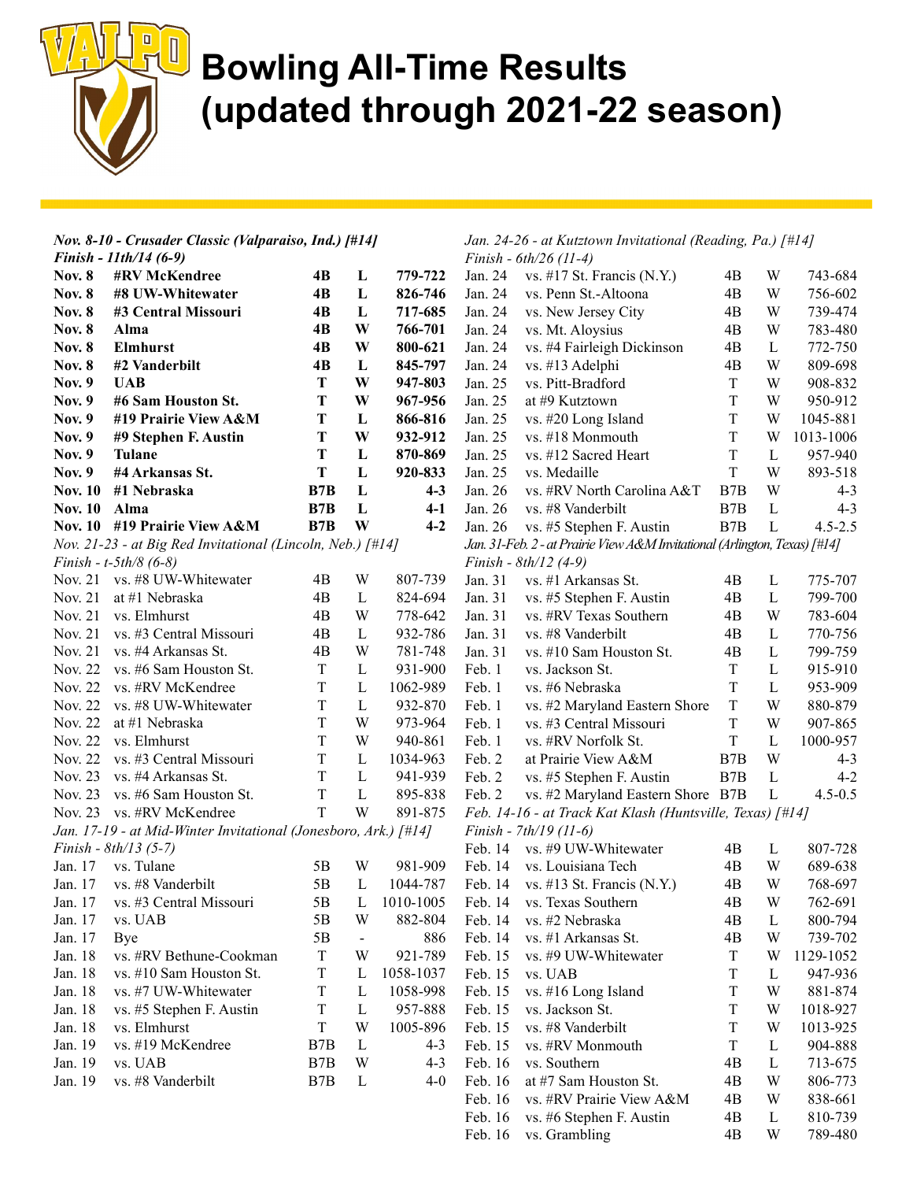# Bowling All-Time Results (updated through 2021-22 season)

***Nov. 8-10 - Crusader Classic (Valparaiso, Ind.) [#14]***
***Finish - 11th/14 (6-9)***

| | | | | |
|---|---|---|---|---|
| **Nov. 8** | **#RV McKendree** | **4B** | **L** | **779-722** |
| **Nov. 8** | **#8 UW-Whitewater** | **4B** | **L** | **826-746** |
| **Nov. 8** | **#3 Central Missouri** | **4B** | **L** | **717-685** |
| **Nov. 8** | **Alma** | **4B** | **W** | **766-701** |
| **Nov. 8** | **Elmhurst** | **4B** | **W** | **800-621** |
| **Nov. 8** | **#2 Vanderbilt** | **4B** | **L** | **845-797** |
| **Nov. 9** | **UAB** | **T** | **W** | **947-803** |
| **Nov. 9** | **#6 Sam Houston St.** | **T** | **W** | **967-956** |
| **Nov. 9** | **#19 Prairie View A&M** | **T** | **L** | **866-816** |
| **Nov. 9** | **#9 Stephen F. Austin** | **T** | **W** | **932-912** |
| **Nov. 9** | **Tulane** | **T** | **L** | **870-869** |
| **Nov. 9** | **#4 Arkansas St.** | **T** | **L** | **920-833** |
| **Nov. 10** | **#1 Nebraska** | **B7B** | **L** | **4-3** |
| **Nov. 10** | **Alma** | **B7B** | **L** | **4-1** |
| **Nov. 10** | **#19 Prairie View A&M** | **B7B** | **W** | **4-2** |

*Nov. 21-23 - at Big Red Invitational (Lincoln, Neb.) [#14]*
*Finish - t-5th/8 (6-8)*

| | | | | |
|---|---|---|---|---|
| Nov. 21 | vs. #8 UW-Whitewater | 4B | W | 807-739 |
| Nov. 21 | at #1 Nebraska | 4B | L | 824-694 |
| Nov. 21 | vs. Elmhurst | 4B | W | 778-642 |
| Nov. 21 | vs. #3 Central Missouri | 4B | L | 932-786 |
| Nov. 21 | vs. #4 Arkansas St. | 4B | W | 781-748 |
| Nov. 22 | vs. #6 Sam Houston St. | T | L | 931-900 |
| Nov. 22 | vs. #RV McKendree | T | L | 1062-989 |
| Nov. 22 | vs. #8 UW-Whitewater | T | L | 932-870 |
| Nov. 22 | at #1 Nebraska | T | W | 973-964 |
| Nov. 22 | vs. Elmhurst | T | W | 940-861 |
| Nov. 22 | vs. #3 Central Missouri | T | L | 1034-963 |
| Nov. 23 | vs. #4 Arkansas St. | T | L | 941-939 |
| Nov. 23 | vs. #6 Sam Houston St. | T | L | 895-838 |
| Nov. 23 | vs. #RV McKendree | T | W | 891-875 |

*Jan. 17-19 - at Mid-Winter Invitational (Jonesboro, Ark.) [#14]*
*Finish - 8th/13 (5-7)*

| | | | | |
|---|---|---|---|---|
| Jan. 17 | vs. Tulane | 5B | W | 981-909 |
| Jan. 17 | vs. #8 Vanderbilt | 5B | L | 1044-787 |
| Jan. 17 | vs. #3 Central Missouri | 5B | L | 1010-1005 |
| Jan. 17 | vs. UAB | 5B | W | 882-804 |
| Jan. 17 | Bye | 5B | - | 886 |
| Jan. 18 | vs. #RV Bethune-Cookman | T | W | 921-789 |
| Jan. 18 | vs. #10 Sam Houston St. | T | L | 1058-1037 |
| Jan. 18 | vs. #7 UW-Whitewater | T | L | 1058-998 |
| Jan. 18 | vs. #5 Stephen F. Austin | T | L | 957-888 |
| Jan. 18 | vs. Elmhurst | T | W | 1005-896 |
| Jan. 19 | vs. #19 McKendree | B7B | L | 4-3 |
| Jan. 19 | vs. UAB | B7B | W | 4-3 |
| Jan. 19 | vs. #8 Vanderbilt | B7B | L | 4-0 |

*Jan. 24-26 - at Kutztown Invitational (Reading, Pa.) [#14]*
*Finish - 6th/26 (11-4)*

| | | | | |
|---|---|---|---|---|
| Jan. 24 | vs. #17 St. Francis (N.Y.) | 4B | W | 743-684 |
| Jan. 24 | vs. Penn St.-Altoona | 4B | W | 756-602 |
| Jan. 24 | vs. New Jersey City | 4B | W | 739-474 |
| Jan. 24 | vs. Mt. Aloysius | 4B | W | 783-480 |
| Jan. 24 | vs. #4 Fairleigh Dickinson | 4B | L | 772-750 |
| Jan. 24 | vs. #13 Adelphi | 4B | W | 809-698 |
| Jan. 25 | vs. Pitt-Bradford | T | W | 908-832 |
| Jan. 25 | at #9 Kutztown | T | W | 950-912 |
| Jan. 25 | vs. #20 Long Island | T | W | 1045-881 |
| Jan. 25 | vs. #18 Monmouth | T | W | 1013-1006 |
| Jan. 25 | vs. #12 Sacred Heart | T | L | 957-940 |
| Jan. 25 | vs. Medaille | T | W | 893-518 |
| Jan. 26 | vs. #RV North Carolina A&T | B7B | W | 4-3 |
| Jan. 26 | vs. #8 Vanderbilt | B7B | L | 4-3 |
| Jan. 26 | vs. #5 Stephen F. Austin | B7B | L | 4.5-2.5 |

*Jan. 31-Feb. 2 - at Prairie View A&M Invitational (Arlington, Texas) [#14]*
*Finish - 8th/12 (4-9)*

| | | | | |
|---|---|---|---|---|
| Jan. 31 | vs. #1 Arkansas St. | 4B | L | 775-707 |
| Jan. 31 | vs. #5 Stephen F. Austin | 4B | L | 799-700 |
| Jan. 31 | vs. #RV Texas Southern | 4B | W | 783-604 |
| Jan. 31 | vs. #8 Vanderbilt | 4B | L | 770-756 |
| Jan. 31 | vs. #10 Sam Houston St. | 4B | L | 799-759 |
| Feb. 1 | vs. Jackson St. | T | L | 915-910 |
| Feb. 1 | vs. #6 Nebraska | T | L | 953-909 |
| Feb. 1 | vs. #2 Maryland Eastern Shore | T | W | 880-879 |
| Feb. 1 | vs. #3 Central Missouri | T | W | 907-865 |
| Feb. 1 | vs. #RV Norfolk St. | T | L | 1000-957 |
| Feb. 2 | at Prairie View A&M | B7B | W | 4-3 |
| Feb. 2 | vs. #5 Stephen F. Austin | B7B | L | 4-2 |
| Feb. 2 | vs. #2 Maryland Eastern Shore | B7B | L | 4.5-0.5 |

*Feb. 14-16 - at Track Kat Klash (Huntsville, Texas) [#14]*
*Finish - 7th/19 (11-6)*

| | | | | |
|---|---|---|---|---|
| Feb. 14 | vs. #9 UW-Whitewater | 4B | L | 807-728 |
| Feb. 14 | vs. Louisiana Tech | 4B | W | 689-638 |
| Feb. 14 | vs. #13 St. Francis (N.Y.) | 4B | W | 768-697 |
| Feb. 14 | vs. Texas Southern | 4B | W | 762-691 |
| Feb. 14 | vs. #2 Nebraska | 4B | L | 800-794 |
| Feb. 14 | vs. #1 Arkansas St. | 4B | W | 739-702 |
| Feb. 15 | vs. #9 UW-Whitewater | T | W | 1129-1052 |
| Feb. 15 | vs. UAB | T | L | 947-936 |
| Feb. 15 | vs. #16 Long Island | T | W | 881-874 |
| Feb. 15 | vs. Jackson St. | T | W | 1018-927 |
| Feb. 15 | vs. #8 Vanderbilt | T | W | 1013-925 |
| Feb. 15 | vs. #RV Monmouth | T | L | 904-888 |
| Feb. 16 | vs. Southern | 4B | L | 713-675 |
| Feb. 16 | at #7 Sam Houston St. | 4B | W | 806-773 |
| Feb. 16 | vs. #RV Prairie View A&M | 4B | W | 838-661 |
| Feb. 16 | vs. #6 Stephen F. Austin | 4B | L | 810-739 |
| Feb. 16 | vs. Grambling | 4B | W | 789-480 |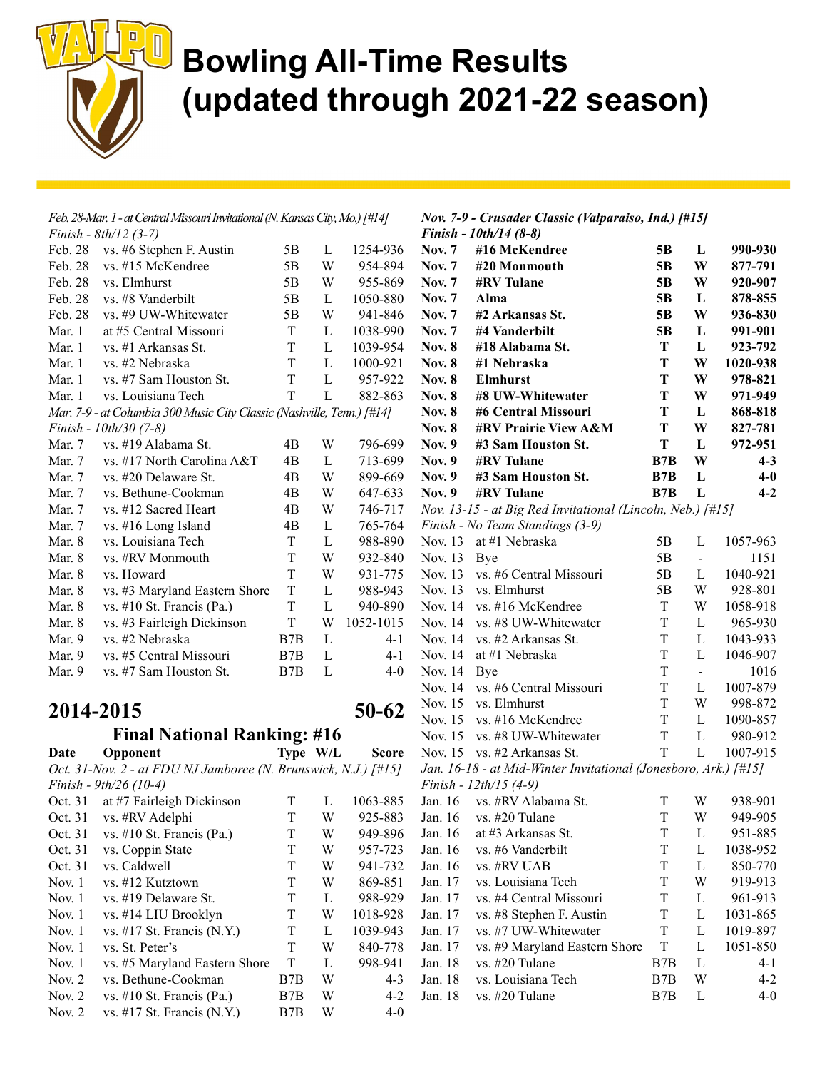# Bowling All-Time Results (updated through 2021-22 season)

*Feb. 28-Mar. 1 - at Central Missouri Invitational (N. Kansas City, Mo.) [#14]*
*Finish - 8th/12 (3-7)*

| | | | | |
|---|---|---|---|---|
| Feb. 28 | vs. #6 Stephen F. Austin | 5B | L | 1254-936 |
| Feb. 28 | vs. #15 McKendree | 5B | W | 954-894 |
| Feb. 28 | vs. Elmhurst | 5B | W | 955-869 |
| Feb. 28 | vs. #8 Vanderbilt | 5B | L | 1050-880 |
| Feb. 28 | vs. #9 UW-Whitewater | 5B | W | 941-846 |
| Mar. 1 | at #5 Central Missouri | T | L | 1038-990 |
| Mar. 1 | vs. #1 Arkansas St. | T | L | 1039-954 |
| Mar. 1 | vs. #2 Nebraska | T | L | 1000-921 |
| Mar. 1 | vs. #7 Sam Houston St. | T | L | 957-922 |
| Mar. 1 | vs. Louisiana Tech | T | L | 882-863 |

*Mar. 7-9 - at Columbia 300 Music City Classic (Nashville, Tenn.) [#14]*
*Finish - 10th/30 (7-8)*

| | | | | |
|---|---|---|---|---|
| Mar. 7 | vs. #19 Alabama St. | 4B | W | 796-699 |
| Mar. 7 | vs. #17 North Carolina A&T | 4B | L | 713-699 |
| Mar. 7 | vs. #20 Delaware St. | 4B | W | 899-669 |
| Mar. 7 | vs. Bethune-Cookman | 4B | W | 647-633 |
| Mar. 7 | vs. #12 Sacred Heart | 4B | W | 746-717 |
| Mar. 7 | vs. #16 Long Island | 4B | L | 765-764 |
| Mar. 8 | vs. Louisiana Tech | T | L | 988-890 |
| Mar. 8 | vs. #RV Monmouth | T | W | 932-840 |
| Mar. 8 | vs. Howard | T | W | 931-775 |
| Mar. 8 | vs. #3 Maryland Eastern Shore | T | L | 988-943 |
| Mar. 8 | vs. #10 St. Francis (Pa.) | T | L | 940-890 |
| Mar. 8 | vs. #3 Fairleigh Dickinson | T | W | 1052-1015 |
| Mar. 9 | vs. #2 Nebraska | B7B | L | 4-1 |
| Mar. 9 | vs. #5 Central Missouri | B7B | L | 4-1 |
| Mar. 9 | vs. #7 Sam Houston St. | B7B | L | 4-0 |

## 2014-2015 — 50-62

### Final National Ranking: #16

| Date | Opponent | Type | W/L | Score |
|---|---|---|---|---|
| *Oct. 31-Nov. 2 - at FDU NJ Jamboree (N. Brunswick, N.J.) [#15]* | | | | |
| *Finish - 9th/26 (10-4)* | | | | |
| Oct. 31 | at #7 Fairleigh Dickinson | T | L | 1063-885 |
| Oct. 31 | vs. #RV Adelphi | T | W | 925-883 |
| Oct. 31 | vs. #10 St. Francis (Pa.) | T | W | 949-896 |
| Oct. 31 | vs. Coppin State | T | W | 957-723 |
| Oct. 31 | vs. Caldwell | T | W | 941-732 |
| Nov. 1 | vs. #12 Kutztown | T | W | 869-851 |
| Nov. 1 | vs. #19 Delaware St. | T | L | 988-929 |
| Nov. 1 | vs. #14 LIU Brooklyn | T | W | 1018-928 |
| Nov. 1 | vs. #17 St. Francis (N.Y.) | T | L | 1039-943 |
| Nov. 1 | vs. St. Peter's | T | W | 840-778 |
| Nov. 1 | vs. #5 Maryland Eastern Shore | T | L | 998-941 |
| Nov. 2 | vs. Bethune-Cookman | B7B | W | 4-3 |
| Nov. 2 | vs. #10 St. Francis (Pa.) | B7B | W | 4-2 |
| Nov. 2 | vs. #17 St. Francis (N.Y.) | B7B | W | 4-0 |
| ***Nov. 7-9 - Crusader Classic (Valparaiso, Ind.) [#15]*** | | | | |
| ***Finish - 10th/14 (8-8)*** | | | | |
| **Nov. 7** | **#16 McKendree** | **5B** | **L** | **990-930** |
| **Nov. 7** | **#20 Monmouth** | **5B** | **W** | **877-791** |
| **Nov. 7** | **#RV Tulane** | **5B** | **W** | **920-907** |
| **Nov. 7** | **Alma** | **5B** | **L** | **878-855** |
| **Nov. 7** | **#2 Arkansas St.** | **5B** | **W** | **936-830** |
| **Nov. 7** | **#4 Vanderbilt** | **5B** | **L** | **991-901** |
| **Nov. 8** | **#18 Alabama St.** | **T** | **L** | **923-792** |
| **Nov. 8** | **#1 Nebraska** | **T** | **W** | **1020-938** |
| **Nov. 8** | **Elmhurst** | **T** | **W** | **978-821** |
| **Nov. 8** | **#8 UW-Whitewater** | **T** | **W** | **971-949** |
| **Nov. 8** | **#6 Central Missouri** | **T** | **L** | **868-818** |
| **Nov. 8** | **#RV Prairie View A&M** | **T** | **W** | **827-781** |
| **Nov. 9** | **#3 Sam Houston St.** | **T** | **L** | **972-951** |
| **Nov. 9** | **#RV Tulane** | **B7B** | **W** | **4-3** |
| **Nov. 9** | **#3 Sam Houston St.** | **B7B** | **L** | **4-0** |
| **Nov. 9** | **#RV Tulane** | **B7B** | **L** | **4-2** |
| *Nov. 13-15 - at Big Red Invitational (Lincoln, Neb.) [#15]* | | | | |
| *Finish - No Team Standings (3-9)* | | | | |
| Nov. 13 | at #1 Nebraska | 5B | L | 1057-963 |
| Nov. 13 | Bye | 5B | - | 1151 |
| Nov. 13 | vs. #6 Central Missouri | 5B | L | 1040-921 |
| Nov. 13 | vs. Elmhurst | 5B | W | 928-801 |
| Nov. 14 | vs. #16 McKendree | T | W | 1058-918 |
| Nov. 14 | vs. #8 UW-Whitewater | T | L | 965-930 |
| Nov. 14 | vs. #2 Arkansas St. | T | L | 1043-933 |
| Nov. 14 | at #1 Nebraska | T | L | 1046-907 |
| Nov. 14 | Bye | T | - | 1016 |
| Nov. 14 | vs. #6 Central Missouri | T | L | 1007-879 |
| Nov. 15 | vs. Elmhurst | T | W | 998-872 |
| Nov. 15 | vs. #16 McKendree | T | L | 1090-857 |
| Nov. 15 | vs. #8 UW-Whitewater | T | L | 980-912 |
| Nov. 15 | vs. #2 Arkansas St. | T | L | 1007-915 |
| *Jan. 16-18 - at Mid-Winter Invitational (Jonesboro, Ark.) [#15]* | | | | |
| *Finish - 12th/15 (4-9)* | | | | |
| Jan. 16 | vs. #RV Alabama St. | T | W | 938-901 |
| Jan. 16 | vs. #20 Tulane | T | W | 949-905 |
| Jan. 16 | at #3 Arkansas St. | T | L | 951-885 |
| Jan. 16 | vs. #6 Vanderbilt | T | L | 1038-952 |
| Jan. 16 | vs. #RV UAB | T | L | 850-770 |
| Jan. 17 | vs. Louisiana Tech | T | W | 919-913 |
| Jan. 17 | vs. #4 Central Missouri | T | L | 961-913 |
| Jan. 17 | vs. #8 Stephen F. Austin | T | L | 1031-865 |
| Jan. 17 | vs. #7 UW-Whitewater | T | L | 1019-897 |
| Jan. 17 | vs. #9 Maryland Eastern Shore | T | L | 1051-850 |
| Jan. 18 | vs. #20 Tulane | B7B | L | 4-1 |
| Jan. 18 | vs. Louisiana Tech | B7B | W | 4-2 |
| Jan. 18 | vs. #20 Tulane | B7B | L | 4-0 |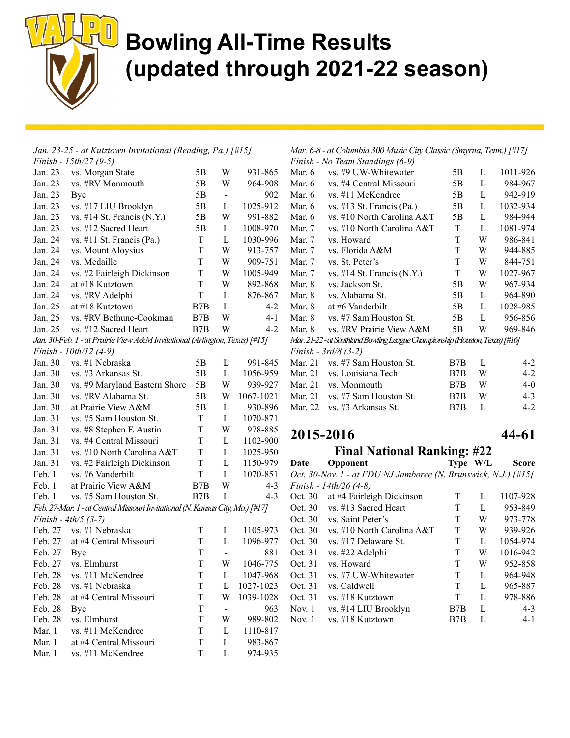# Bowling All-Time Results (updated through 2021-22 season)

*Jan. 23-25 - at Kutztown Invitational (Reading, Pa.) [#15]*
*Finish - 15th/27 (9-5)*

| | | | | |
|---|---|---|---|---|
| Jan. 23 | vs. Morgan State | 5B | W | 931-865 |
| Jan. 23 | vs. #RV Monmouth | 5B | W | 964-908 |
| Jan. 23 | Bye | 5B | - | 902 |
| Jan. 23 | vs. #17 LIU Brooklyn | 5B | L | 1025-912 |
| Jan. 23 | vs. #14 St. Francis (N.Y.) | 5B | W | 991-882 |
| Jan. 23 | vs. #12 Sacred Heart | 5B | L | 1008-970 |
| Jan. 24 | vs. #11 St. Francis (Pa.) | T | L | 1030-996 |
| Jan. 24 | vs. Mount Aloysius | T | W | 913-757 |
| Jan. 24 | vs. Medaille | T | W | 909-751 |
| Jan. 24 | vs. #2 Fairleigh Dickinson | T | W | 1005-949 |
| Jan. 24 | at #18 Kutztown | T | W | 892-868 |
| Jan. 24 | vs. #RV Adelphi | T | L | 876-867 |
| Jan. 25 | at #18 Kutztown | B7B | L | 4-2 |
| Jan. 25 | vs. #RV Bethune-Cookman | B7B | W | 4-1 |
| Jan. 25 | vs. #12 Sacred Heart | B7B | W | 4-2 |

*Jan. 30-Feb. 1 - at Prairie View A&M Invitational (Arlington, Texas) [#15]*
*Finish - 10th/12 (4-9)*

| | | | | |
|---|---|---|---|---|
| Jan. 30 | vs. #1 Nebraska | 5B | L | 991-845 |
| Jan. 30 | vs. #3 Arkansas St. | 5B | L | 1056-959 |
| Jan. 30 | vs. #9 Maryland Eastern Shore | 5B | W | 939-927 |
| Jan. 30 | vs. #RV Alabama St. | 5B | W | 1067-1021 |
| Jan. 30 | at Prairie View A&M | 5B | L | 930-896 |
| Jan. 31 | vs. #5 Sam Houston St. | T | L | 1070-871 |
| Jan. 31 | vs. #8 Stephen F. Austin | T | W | 978-885 |
| Jan. 31 | vs. #4 Central Missouri | T | L | 1102-900 |
| Jan. 31 | vs. #10 North Carolina A&T | T | L | 1025-950 |
| Jan. 31 | vs. #2 Fairleigh Dickinson | T | L | 1150-979 |
| Feb. 1 | vs. #6 Vanderbilt | T | L | 1070-851 |
| Feb. 1 | at Prairie View A&M | B7B | W | 4-3 |
| Feb. 1 | vs. #5 Sam Houston St. | B7B | L | 4-3 |

*Feb. 27-Mar. 1 - at Central Missouri Invitational (N. Kansas City, Mo.) [#17]*
*Finish - 4th/5 (3-7)*

| | | | | |
|---|---|---|---|---|
| Feb. 27 | vs. #1 Nebraska | T | L | 1105-973 |
| Feb. 27 | at #4 Central Missouri | T | L | 1096-977 |
| Feb. 27 | Bye | T | - | 881 |
| Feb. 27 | vs. Elmhurst | T | W | 1046-775 |
| Feb. 28 | vs. #11 McKendree | T | L | 1047-968 |
| Feb. 28 | vs. #1 Nebraska | T | L | 1027-1023 |
| Feb. 28 | at #4 Central Missouri | T | W | 1039-1028 |
| Feb. 28 | Bye | T | - | 963 |
| Feb. 28 | vs. Elmhurst | T | W | 989-802 |
| Mar. 1 | vs. #11 McKendree | T | L | 1110-817 |
| Mar. 1 | at #4 Central Missouri | T | L | 983-867 |
| Mar. 1 | vs. #11 McKendree | T | L | 974-935 |

*Mar. 6-8 - at Columbia 300 Music City Classic (Smyrna, Tenn.) [#17]*
*Finish - No Team Standings (6-9)*

| | | | | |
|---|---|---|---|---|
| Mar. 6 | vs. #9 UW-Whitewater | 5B | L | 1011-926 |
| Mar. 6 | vs. #4 Central Missouri | 5B | L | 984-967 |
| Mar. 6 | vs. #11 McKendree | 5B | L | 942-919 |
| Mar. 6 | vs. #13 St. Francis (Pa.) | 5B | L | 1032-934 |
| Mar. 6 | vs. #10 North Carolina A&T | 5B | L | 984-944 |
| Mar. 7 | vs. #10 North Carolina A&T | T | L | 1081-974 |
| Mar. 7 | vs. Howard | T | W | 986-841 |
| Mar. 7 | vs. Florida A&M | T | W | 944-885 |
| Mar. 7 | vs. St. Peter's | T | W | 844-751 |
| Mar. 7 | vs. #14 St. Francis (N.Y.) | T | W | 1027-967 |
| Mar. 8 | vs. Jackson St. | 5B | W | 967-934 |
| Mar. 8 | vs. Alabama St. | 5B | L | 964-890 |
| Mar. 8 | at #6 Vanderbilt | 5B | L | 1028-985 |
| Mar. 8 | vs. #7 Sam Houston St. | 5B | L | 956-856 |
| Mar. 8 | vs. #RV Prairie View A&M | 5B | W | 969-846 |

*Mar. 21-22 - at Southland Bowling League Championship (Houston, Texas) [#16]*
*Finish - 3rd/8 (3-2)*

| | | | | |
|---|---|---|---|---|
| Mar. 21 | vs. #7 Sam Houston St. | B7B | L | 4-2 |
| Mar. 21 | vs. Louisiana Tech | B7B | W | 4-2 |
| Mar. 21 | vs. Monmouth | B7B | W | 4-0 |
| Mar. 21 | vs. #7 Sam Houston St. | B7B | W | 4-3 |
| Mar. 22 | vs. #3 Arkansas St. | B7B | L | 4-2 |

## 2015-2016 — 44-61

### Final National Ranking: #22

*Oct. 30-Nov. 1 - at FDU NJ Jamboree (N. Brunswick, N.J.) [#15]*
*Finish - 14th/26 (4-8)*

| Date | Opponent | Type | W/L | Score |
|---|---|---|---|---|
| Oct. 30 | at #4 Fairleigh Dickinson | T | L | 1107-928 |
| Oct. 30 | vs. #13 Sacred Heart | T | L | 953-849 |
| Oct. 30 | vs. Saint Peter's | T | W | 973-778 |
| Oct. 30 | vs. #10 North Carolina A&T | T | W | 939-926 |
| Oct. 30 | vs. #17 Delaware St. | T | L | 1054-974 |
| Oct. 31 | vs. #22 Adelphi | T | W | 1016-942 |
| Oct. 31 | vs. Howard | T | W | 952-858 |
| Oct. 31 | vs. #7 UW-Whitewater | T | L | 964-948 |
| Oct. 31 | vs. Caldwell | T | L | 965-887 |
| Oct. 31 | vs. #18 Kutztown | T | L | 978-886 |
| Nov. 1 | vs. #14 LIU Brooklyn | B7B | L | 4-3 |
| Nov. 1 | vs. #18 Kutztown | B7B | L | 4-1 |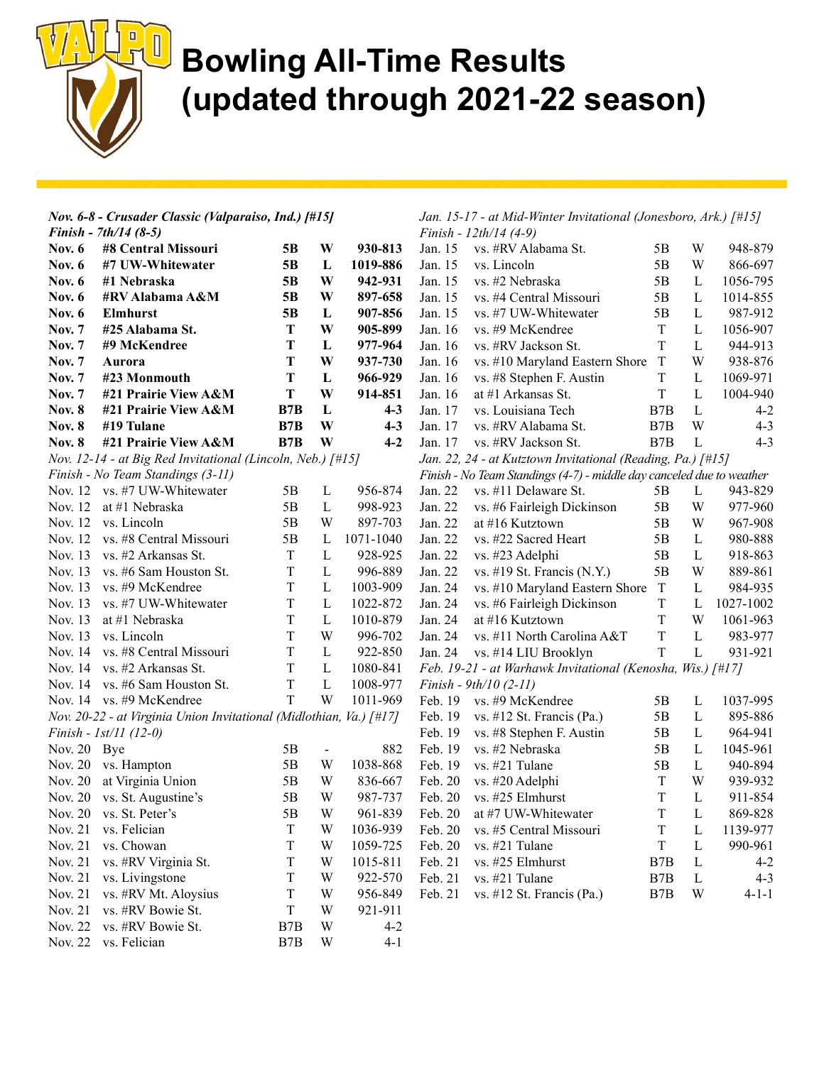# Bowling All-Time Results (updated through 2021-22 season)

***Nov. 6-8 - Crusader Classic (Valparaiso, Ind.) [#15]***
***Finish - 7th/14 (8-5)***

| | | | | |
|---|---|---|---|---|
| **Nov. 6** | **#8 Central Missouri** | **5B** | **W** | **930-813** |
| **Nov. 6** | **#7 UW-Whitewater** | **5B** | **L** | **1019-886** |
| **Nov. 6** | **#1 Nebraska** | **5B** | **W** | **942-931** |
| **Nov. 6** | **#RV Alabama A&M** | **5B** | **W** | **897-658** |
| **Nov. 6** | **Elmhurst** | **5B** | **L** | **907-856** |
| **Nov. 7** | **#25 Alabama St.** | **T** | **W** | **905-899** |
| **Nov. 7** | **#9 McKendree** | **T** | **L** | **977-964** |
| **Nov. 7** | **Aurora** | **T** | **W** | **937-730** |
| **Nov. 7** | **#23 Monmouth** | **T** | **L** | **966-929** |
| **Nov. 7** | **#21 Prairie View A&M** | **T** | **W** | **914-851** |
| **Nov. 8** | **#21 Prairie View A&M** | **B7B** | **L** | **4-3** |
| **Nov. 8** | **#19 Tulane** | **B7B** | **W** | **4-3** |
| **Nov. 8** | **#21 Prairie View A&M** | **B7B** | **W** | **4-2** |

*Nov. 12-14 - at Big Red Invitational (Lincoln, Neb.) [#15]*
*Finish - No Team Standings (3-11)*

| | | | | |
|---|---|---|---|---|
| Nov. 12 | vs. #7 UW-Whitewater | 5B | L | 956-874 |
| Nov. 12 | at #1 Nebraska | 5B | L | 998-923 |
| Nov. 12 | vs. Lincoln | 5B | W | 897-703 |
| Nov. 12 | vs. #8 Central Missouri | 5B | L | 1071-1040 |
| Nov. 13 | vs. #2 Arkansas St. | T | L | 928-925 |
| Nov. 13 | vs. #6 Sam Houston St. | T | L | 996-889 |
| Nov. 13 | vs. #9 McKendree | T | L | 1003-909 |
| Nov. 13 | vs. #7 UW-Whitewater | T | L | 1022-872 |
| Nov. 13 | at #1 Nebraska | T | L | 1010-879 |
| Nov. 13 | vs. Lincoln | T | W | 996-702 |
| Nov. 14 | vs. #8 Central Missouri | T | L | 922-850 |
| Nov. 14 | vs. #2 Arkansas St. | T | L | 1080-841 |
| Nov. 14 | vs. #6 Sam Houston St. | T | L | 1008-977 |
| Nov. 14 | vs. #9 McKendree | T | W | 1011-969 |

*Nov. 20-22 - at Virginia Union Invitational (Midlothian, Va.) [#17]*
*Finish - 1st/11 (12-0)*

| | | | | |
|---|---|---|---|---|
| Nov. 20 | Bye | 5B | - | 882 |
| Nov. 20 | vs. Hampton | 5B | W | 1038-868 |
| Nov. 20 | at Virginia Union | 5B | W | 836-667 |
| Nov. 20 | vs. St. Augustine's | 5B | W | 987-737 |
| Nov. 20 | vs. St. Peter's | 5B | W | 961-839 |
| Nov. 21 | vs. Felician | T | W | 1036-939 |
| Nov. 21 | vs. Chowan | T | W | 1059-725 |
| Nov. 21 | vs. #RV Virginia St. | T | W | 1015-811 |
| Nov. 21 | vs. Livingstone | T | W | 922-570 |
| Nov. 21 | vs. #RV Mt. Aloysius | T | W | 956-849 |
| Nov. 21 | vs. #RV Bowie St. | T | W | 921-911 |
| Nov. 22 | vs. #RV Bowie St. | B7B | W | 4-2 |
| Nov. 22 | vs. Felician | B7B | W | 4-1 |

*Jan. 15-17 - at Mid-Winter Invitational (Jonesboro, Ark.) [#15]*
*Finish - 12th/14 (4-9)*

| | | | | |
|---|---|---|---|---|
| Jan. 15 | vs. #RV Alabama St. | 5B | W | 948-879 |
| Jan. 15 | vs. Lincoln | 5B | W | 866-697 |
| Jan. 15 | vs. #2 Nebraska | 5B | L | 1056-795 |
| Jan. 15 | vs. #4 Central Missouri | 5B | L | 1014-855 |
| Jan. 15 | vs. #7 UW-Whitewater | 5B | L | 987-912 |
| Jan. 16 | vs. #9 McKendree | T | L | 1056-907 |
| Jan. 16 | vs. #RV Jackson St. | T | L | 944-913 |
| Jan. 16 | vs. #10 Maryland Eastern Shore | T | W | 938-876 |
| Jan. 16 | vs. #8 Stephen F. Austin | T | L | 1069-971 |
| Jan. 16 | at #1 Arkansas St. | T | L | 1004-940 |
| Jan. 17 | vs. Louisiana Tech | B7B | L | 4-2 |
| Jan. 17 | vs. #RV Alabama St. | B7B | W | 4-3 |
| Jan. 17 | vs. #RV Jackson St. | B7B | L | 4-3 |

*Jan. 22, 24 - at Kutztown Invitational (Reading, Pa.) [#15]*
*Finish - No Team Standings (4-7) - middle day canceled due to weather*

| | | | | |
|---|---|---|---|---|
| Jan. 22 | vs. #11 Delaware St. | 5B | L | 943-829 |
| Jan. 22 | vs. #6 Fairleigh Dickinson | 5B | W | 977-960 |
| Jan. 22 | at #16 Kutztown | 5B | W | 967-908 |
| Jan. 22 | vs. #22 Sacred Heart | 5B | L | 980-888 |
| Jan. 22 | vs. #23 Adelphi | 5B | L | 918-863 |
| Jan. 22 | vs. #19 St. Francis (N.Y.) | 5B | W | 889-861 |
| Jan. 24 | vs. #10 Maryland Eastern Shore | T | L | 984-935 |
| Jan. 24 | vs. #6 Fairleigh Dickinson | T | L | 1027-1002 |
| Jan. 24 | at #16 Kutztown | T | W | 1061-963 |
| Jan. 24 | vs. #11 North Carolina A&T | T | L | 983-977 |
| Jan. 24 | vs. #14 LIU Brooklyn | T | L | 931-921 |

*Feb. 19-21 - at Warhawk Invitational (Kenosha, Wis.) [#17]*
*Finish - 9th/10 (2-11)*

| | | | | |
|---|---|---|---|---|
| Feb. 19 | vs. #9 McKendree | 5B | L | 1037-995 |
| Feb. 19 | vs. #12 St. Francis (Pa.) | 5B | L | 895-886 |
| Feb. 19 | vs. #8 Stephen F. Austin | 5B | L | 964-941 |
| Feb. 19 | vs. #2 Nebraska | 5B | L | 1045-961 |
| Feb. 19 | vs. #21 Tulane | 5B | L | 940-894 |
| Feb. 20 | vs. #20 Adelphi | T | W | 939-932 |
| Feb. 20 | vs. #25 Elmhurst | T | L | 911-854 |
| Feb. 20 | at #7 UW-Whitewater | T | L | 869-828 |
| Feb. 20 | vs. #5 Central Missouri | T | L | 1139-977 |
| Feb. 20 | vs. #21 Tulane | T | L | 990-961 |
| Feb. 21 | vs. #25 Elmhurst | B7B | L | 4-2 |
| Feb. 21 | vs. #21 Tulane | B7B | L | 4-3 |
| Feb. 21 | vs. #12 St. Francis (Pa.) | B7B | W | 4-1-1 |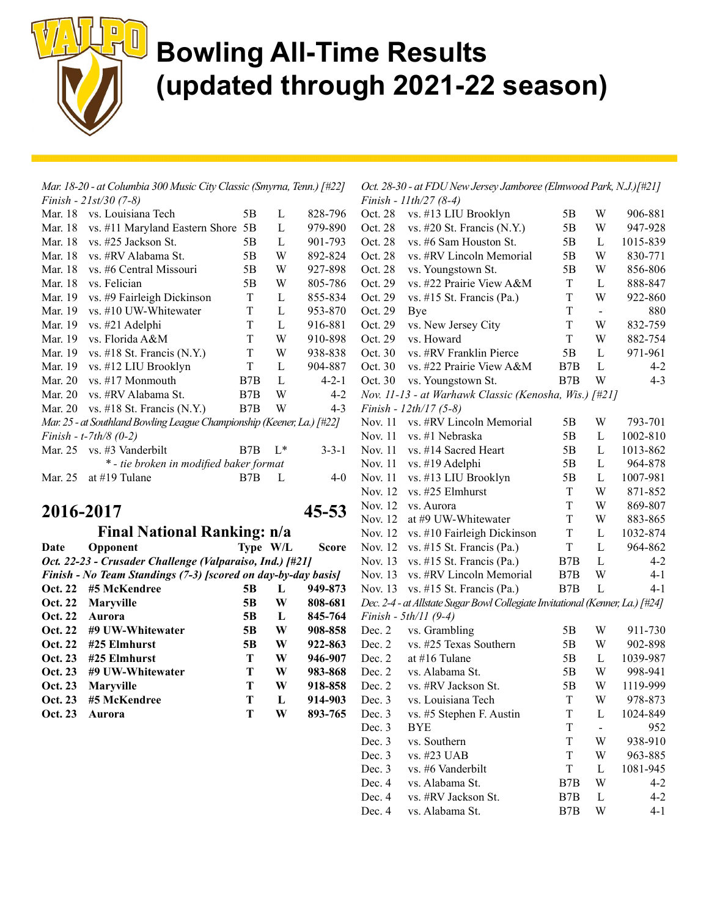# Bowling All-Time Results (updated through 2021-22 season)

*Mar. 18-20 - at Columbia 300 Music City Classic (Smyrna, Tenn.) [#22]*
*Finish - 21st/30 (7-8)*

| Date | Opponent | Type | W/L | Score |
|---|---|---|---|---|
| Mar. 18 | vs. Louisiana Tech | 5B | L | 828-796 |
| Mar. 18 | vs. #11 Maryland Eastern Shore | 5B | L | 979-890 |
| Mar. 18 | vs. #25 Jackson St. | 5B | L | 901-793 |
| Mar. 18 | vs. #RV Alabama St. | 5B | W | 892-824 |
| Mar. 18 | vs. #6 Central Missouri | 5B | W | 927-898 |
| Mar. 18 | vs. Felician | 5B | W | 805-786 |
| Mar. 19 | vs. #9 Fairleigh Dickinson | T | L | 855-834 |
| Mar. 19 | vs. #10 UW-Whitewater | T | L | 953-870 |
| Mar. 19 | vs. #21 Adelphi | T | L | 916-881 |
| Mar. 19 | vs. Florida A&M | T | W | 910-898 |
| Mar. 19 | vs. #18 St. Francis (N.Y.) | T | W | 938-838 |
| Mar. 19 | vs. #12 LIU Brooklyn | T | L | 904-887 |
| Mar. 20 | vs. #17 Monmouth | B7B | L | 4-2-1 |
| Mar. 20 | vs. #RV Alabama St. | B7B | W | 4-2 |
| Mar. 20 | vs. #18 St. Francis (N.Y.) | B7B | W | 4-3 |

*Mar. 25 - at Southland Bowling League Championship (Keener, La.) [#22]*
*Finish - t-7th/8 (0-2)*

| Date | Opponent | Type | W/L | Score |
|---|---|---|---|---|
| Mar. 25 | vs. #3 Vanderbilt | B7B | L* | 3-3-1 |
| | * - tie broken in modified baker format | | | |
| Mar. 25 | at #19 Tulane | B7B | L | 4-0 |

## 2016-2017 45-53

### Final National Ranking: n/a

*Oct. 22-23 - Crusader Challenge (Valparaiso, Ind.) [#21]*
*Finish - No Team Standings (7-3) [scored on day-by-day basis]*

| Date | Opponent | Type | W/L | Score |
|---|---|---|---|---|
| **Oct. 22** | **#5 McKendree** | **5B** | **L** | **949-873** |
| **Oct. 22** | **Maryville** | **5B** | **W** | **808-681** |
| **Oct. 22** | **Aurora** | **5B** | **L** | **845-764** |
| **Oct. 22** | **#9 UW-Whitewater** | **5B** | **W** | **908-858** |
| **Oct. 22** | **#25 Elmhurst** | **5B** | **W** | **922-863** |
| **Oct. 23** | **#25 Elmhurst** | **T** | **W** | **946-907** |
| **Oct. 23** | **#9 UW-Whitewater** | **T** | **W** | **983-868** |
| **Oct. 23** | **Maryville** | **T** | **W** | **918-858** |
| **Oct. 23** | **#5 McKendree** | **T** | **L** | **914-903** |
| **Oct. 23** | **Aurora** | **T** | **W** | **893-765** |

*Oct. 28-30 - at FDU New Jersey Jamboree (Elmwood Park, N.J.)[#21]*
*Finish - 11th/27 (8-4)*

| Date | Opponent | Type | W/L | Score |
|---|---|---|---|---|
| Oct. 28 | vs. #13 LIU Brooklyn | 5B | W | 906-881 |
| Oct. 28 | vs. #20 St. Francis (N.Y.) | 5B | W | 947-928 |
| Oct. 28 | vs. #6 Sam Houston St. | 5B | L | 1015-839 |
| Oct. 28 | vs. #RV Lincoln Memorial | 5B | W | 830-771 |
| Oct. 28 | vs. Youngstown St. | 5B | W | 856-806 |
| Oct. 29 | vs. #22 Prairie View A&M | T | L | 888-847 |
| Oct. 29 | vs. #15 St. Francis (Pa.) | T | W | 922-860 |
| Oct. 29 | Bye | T | - | 880 |
| Oct. 29 | vs. New Jersey City | T | W | 832-759 |
| Oct. 29 | vs. Howard | T | W | 882-754 |
| Oct. 30 | vs. #RV Franklin Pierce | 5B | L | 971-961 |
| Oct. 30 | vs. #22 Prairie View A&M | B7B | L | 4-2 |
| Oct. 30 | vs. Youngstown St. | B7B | W | 4-3 |

*Nov. 11-13 - at Warhawk Classic (Kenosha, Wis.) [#21]*
*Finish - 12th/17 (5-8)*

| Date | Opponent | Type | W/L | Score |
|---|---|---|---|---|
| Nov. 11 | vs. #RV Lincoln Memorial | 5B | W | 793-701 |
| Nov. 11 | vs. #1 Nebraska | 5B | L | 1002-810 |
| Nov. 11 | vs. #14 Sacred Heart | 5B | L | 1013-862 |
| Nov. 11 | vs. #19 Adelphi | 5B | L | 964-878 |
| Nov. 11 | vs. #13 LIU Brooklyn | 5B | L | 1007-981 |
| Nov. 12 | vs. #25 Elmhurst | T | W | 871-852 |
| Nov. 12 | vs. Aurora | T | W | 869-807 |
| Nov. 12 | at #9 UW-Whitewater | T | W | 883-865 |
| Nov. 12 | vs. #10 Fairleigh Dickinson | T | L | 1032-874 |
| Nov. 12 | vs. #15 St. Francis (Pa.) | T | L | 964-862 |
| Nov. 13 | vs. #15 St. Francis (Pa.) | B7B | L | 4-2 |
| Nov. 13 | vs. #RV Lincoln Memorial | B7B | W | 4-1 |
| Nov. 13 | vs. #15 St. Francis (Pa.) | B7B | L | 4-1 |

*Dec. 2-4 - at Allstate Sugar Bowl Collegiate Invitational (Kenner, La.) [#24]*
*Finish - 5th/11 (9-4)*

| Date | Opponent | Type | W/L | Score |
|---|---|---|---|---|
| Dec. 2 | vs. Grambling | 5B | W | 911-730 |
| Dec. 2 | vs. #25 Texas Southern | 5B | W | 902-898 |
| Dec. 2 | at #16 Tulane | 5B | L | 1039-987 |
| Dec. 2 | vs. Alabama St. | 5B | W | 998-941 |
| Dec. 2 | vs. #RV Jackson St. | 5B | W | 1119-999 |
| Dec. 3 | vs. Louisiana Tech | T | W | 978-873 |
| Dec. 3 | vs. #5 Stephen F. Austin | T | L | 1024-849 |
| Dec. 3 | BYE | T | - | 952 |
| Dec. 3 | vs. Southern | T | W | 938-910 |
| Dec. 3 | vs. #23 UAB | T | W | 963-885 |
| Dec. 3 | vs. #6 Vanderbilt | T | L | 1081-945 |
| Dec. 4 | vs. Alabama St. | B7B | W | 4-2 |
| Dec. 4 | vs. #RV Jackson St. | B7B | L | 4-2 |
| Dec. 4 | vs. Alabama St. | B7B | W | 4-1 |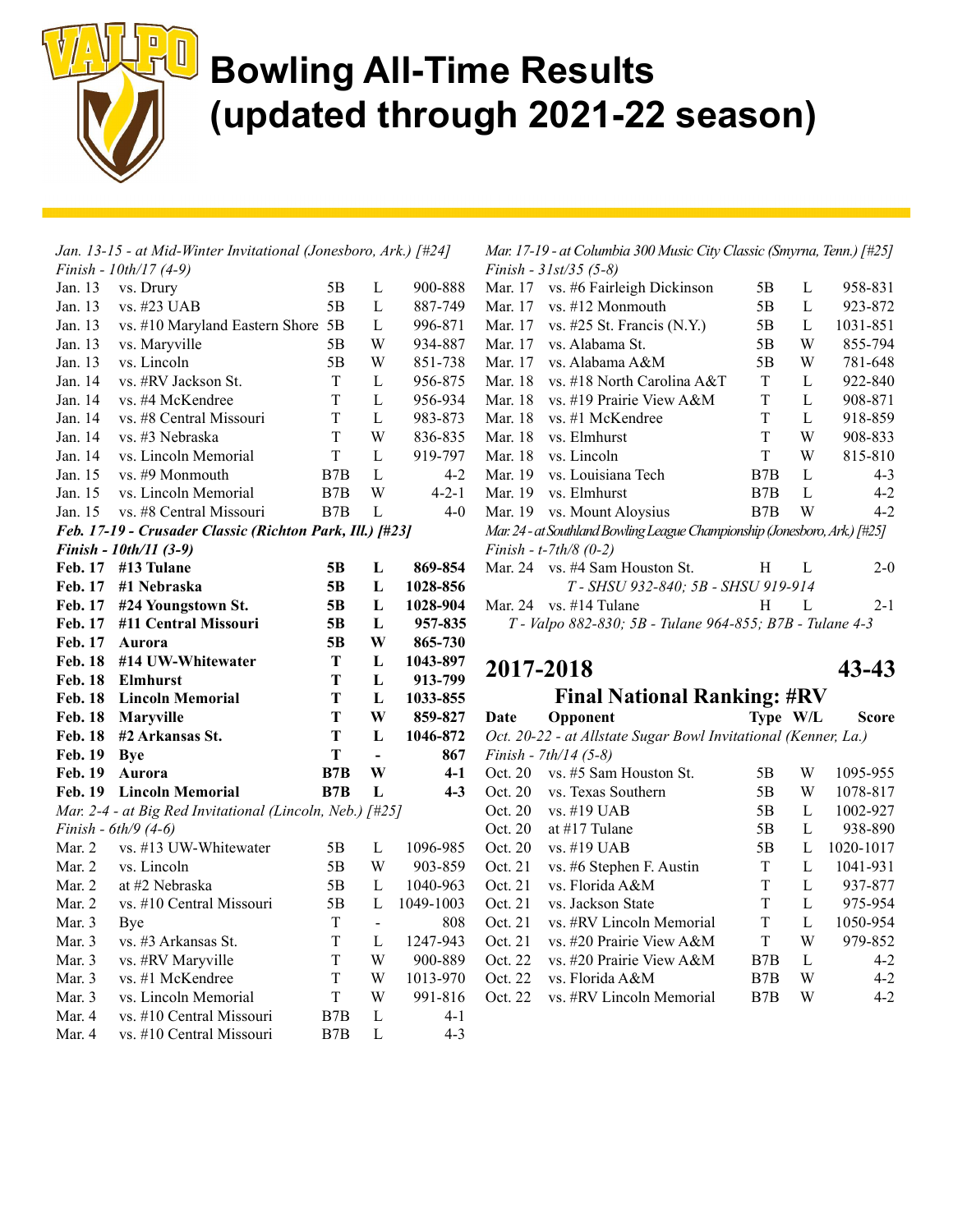# Bowling All-Time Results (updated through 2021-22 season)

*Jan. 13-15 - at Mid-Winter Invitational (Jonesboro, Ark.) [#24]*
*Finish - 10th/17 (4-9)*

| | | | | |
|---|---|---|---|---|
| Jan. 13 | vs. Drury | 5B | L | 900-888 |
| Jan. 13 | vs. #23 UAB | 5B | L | 887-749 |
| Jan. 13 | vs. #10 Maryland Eastern Shore | 5B | L | 996-871 |
| Jan. 13 | vs. Maryville | 5B | W | 934-887 |
| Jan. 13 | vs. Lincoln | 5B | W | 851-738 |
| Jan. 14 | vs. #RV Jackson St. | T | L | 956-875 |
| Jan. 14 | vs. #4 McKendree | T | L | 956-934 |
| Jan. 14 | vs. #8 Central Missouri | T | L | 983-873 |
| Jan. 14 | vs. #3 Nebraska | T | W | 836-835 |
| Jan. 14 | vs. Lincoln Memorial | T | L | 919-797 |
| Jan. 15 | vs. #9 Monmouth | B7B | L | 4-2 |
| Jan. 15 | vs. Lincoln Memorial | B7B | W | 4-2-1 |
| Jan. 15 | vs. #8 Central Missouri | B7B | L | 4-0 |

***Feb. 17-19 - Crusader Classic (Richton Park, Ill.) [#23]***
***Finish - 10th/11 (3-9)***

| | | | | |
|---|---|---|---|---|
| **Feb. 17** | **#13 Tulane** | **5B** | **L** | **869-854** |
| **Feb. 17** | **#1 Nebraska** | **5B** | **L** | **1028-856** |
| **Feb. 17** | **#24 Youngstown St.** | **5B** | **L** | **1028-904** |
| **Feb. 17** | **#11 Central Missouri** | **5B** | **L** | **957-835** |
| **Feb. 17** | **Aurora** | **5B** | **W** | **865-730** |
| **Feb. 18** | **#14 UW-Whitewater** | **T** | **L** | **1043-897** |
| **Feb. 18** | **Elmhurst** | **T** | **L** | **913-799** |
| **Feb. 18** | **Lincoln Memorial** | **T** | **L** | **1033-855** |
| **Feb. 18** | **Maryville** | **T** | **W** | **859-827** |
| **Feb. 18** | **#2 Arkansas St.** | **T** | **L** | **1046-872** |
| **Feb. 19** | **Bye** | **T** | **-** | **867** |
| **Feb. 19** | **Aurora** | **B7B** | **W** | **4-1** |
| **Feb. 19** | **Lincoln Memorial** | **B7B** | **L** | **4-3** |

*Mar. 2-4 - at Big Red Invitational (Lincoln, Neb.) [#25]*
*Finish - 6th/9 (4-6)*

| | | | | |
|---|---|---|---|---|
| Mar. 2 | vs. #13 UW-Whitewater | 5B | L | 1096-985 |
| Mar. 2 | vs. Lincoln | 5B | W | 903-859 |
| Mar. 2 | at #2 Nebraska | 5B | L | 1040-963 |
| Mar. 2 | vs. #10 Central Missouri | 5B | L | 1049-1003 |
| Mar. 3 | Bye | T | - | 808 |
| Mar. 3 | vs. #3 Arkansas St. | T | L | 1247-943 |
| Mar. 3 | vs. #RV Maryville | T | W | 900-889 |
| Mar. 3 | vs. #1 McKendree | T | W | 1013-970 |
| Mar. 3 | vs. Lincoln Memorial | T | W | 991-816 |
| Mar. 4 | vs. #10 Central Missouri | B7B | L | 4-1 |
| Mar. 4 | vs. #10 Central Missouri | B7B | L | 4-3 |

*Mar. 17-19 - at Columbia 300 Music City Classic (Smyrna, Tenn.) [#25]*
*Finish - 31st/35 (5-8)*

| | | | | |
|---|---|---|---|---|
| Mar. 17 | vs. #6 Fairleigh Dickinson | 5B | L | 958-831 |
| Mar. 17 | vs. #12 Monmouth | 5B | L | 923-872 |
| Mar. 17 | vs. #25 St. Francis (N.Y.) | 5B | L | 1031-851 |
| Mar. 17 | vs. Alabama St. | 5B | W | 855-794 |
| Mar. 17 | vs. Alabama A&M | 5B | W | 781-648 |
| Mar. 18 | vs. #18 North Carolina A&T | T | L | 922-840 |
| Mar. 18 | vs. #19 Prairie View A&M | T | L | 908-871 |
| Mar. 18 | vs. #1 McKendree | T | L | 918-859 |
| Mar. 18 | vs. Elmhurst | T | W | 908-833 |
| Mar. 18 | vs. Lincoln | T | W | 815-810 |
| Mar. 19 | vs. Louisiana Tech | B7B | L | 4-3 |
| Mar. 19 | vs. Elmhurst | B7B | L | 4-2 |
| Mar. 19 | vs. Mount Aloysius | B7B | W | 4-2 |

*Mar. 24 - at Southland Bowling League Championship (Jonesboro, Ark.) [#25]*
*Finish - t-7th/8 (0-2)*

| | | | | |
|---|---|---|---|---|
| Mar. 24 | vs. #4 Sam Houston St. | H | L | 2-0 |
| | *T - SHSU 932-840; 5B - SHSU 919-914* | | | |
| Mar. 24 | vs. #14 Tulane | H | L | 2-1 |
| | *T - Valpo 882-830; 5B - Tulane 964-855; B7B - Tulane 4-3* | | | |

## 2017-2018 — 43-43

### Final National Ranking: #RV

| Date | Opponent | Type | W/L | Score |
|---|---|---|---|---|
| *Oct. 20-22 - at Allstate Sugar Bowl Invitational (Kenner, La.)* | | | | |
| *Finish - 7th/14 (5-8)* | | | | |
| Oct. 20 | vs. #5 Sam Houston St. | 5B | W | 1095-955 |
| Oct. 20 | vs. Texas Southern | 5B | W | 1078-817 |
| Oct. 20 | vs. #19 UAB | 5B | L | 1002-927 |
| Oct. 20 | at #17 Tulane | 5B | L | 938-890 |
| Oct. 20 | vs. #19 UAB | 5B | L | 1020-1017 |
| Oct. 21 | vs. #6 Stephen F. Austin | T | L | 1041-931 |
| Oct. 21 | vs. Florida A&M | T | L | 937-877 |
| Oct. 21 | vs. Jackson State | T | L | 975-954 |
| Oct. 21 | vs. #RV Lincoln Memorial | T | L | 1050-954 |
| Oct. 21 | vs. #20 Prairie View A&M | T | W | 979-852 |
| Oct. 22 | vs. #20 Prairie View A&M | B7B | L | 4-2 |
| Oct. 22 | vs. Florida A&M | B7B | W | 4-2 |
| Oct. 22 | vs. #RV Lincoln Memorial | B7B | W | 4-2 |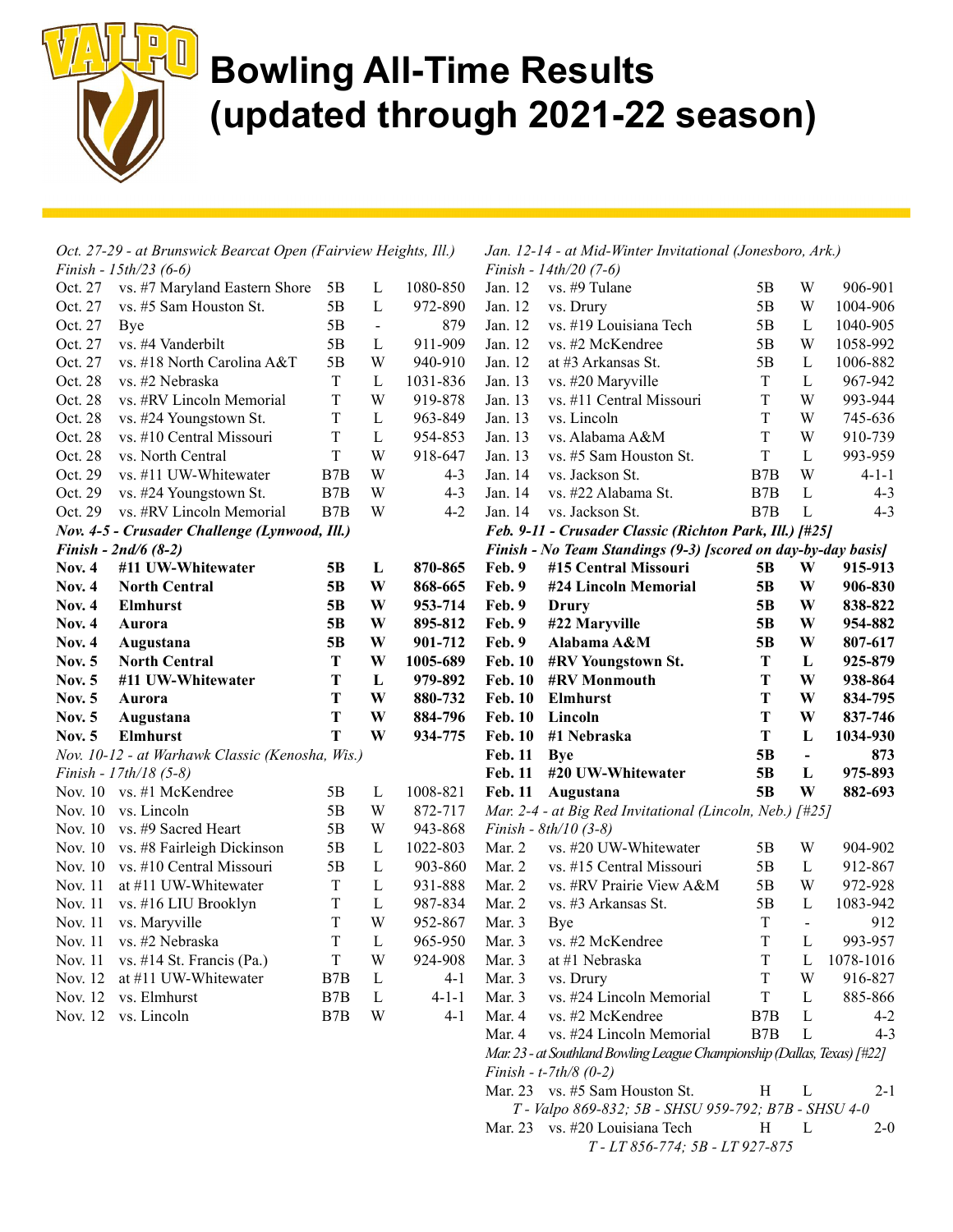# Bowling All-Time Results (updated through 2021-22 season)

*Oct. 27-29 - at Brunswick Bearcat Open (Fairview Heights, Ill.)*
*Finish - 15th/23 (6-6)*

| Date | Opponent | Format | Result | Score |
|---|---|---|---|---|
| Oct. 27 | vs. #7 Maryland Eastern Shore | 5B | L | 1080-850 |
| Oct. 27 | vs. #5 Sam Houston St. | 5B | L | 972-890 |
| Oct. 27 | Bye | 5B | - | 879 |
| Oct. 27 | vs. #4 Vanderbilt | 5B | L | 911-909 |
| Oct. 27 | vs. #18 North Carolina A&T | 5B | W | 940-910 |
| Oct. 28 | vs. #2 Nebraska | T | L | 1031-836 |
| Oct. 28 | vs. #RV Lincoln Memorial | T | W | 919-878 |
| Oct. 28 | vs. #24 Youngstown St. | T | L | 963-849 |
| Oct. 28 | vs. #10 Central Missouri | T | L | 954-853 |
| Oct. 28 | vs. North Central | T | W | 918-647 |
| Oct. 29 | vs. #11 UW-Whitewater | B7B | W | 4-3 |
| Oct. 29 | vs. #24 Youngstown St. | B7B | W | 4-3 |
| Oct. 29 | vs. #RV Lincoln Memorial | B7B | W | 4-2 |

***Nov. 4-5 - Crusader Challenge (Lynwood, Ill.)***
***Finish - 2nd/6 (8-2)***

| Date | Opponent | Format | Result | Score |
|---|---|---|---|---|
| **Nov. 4** | **#11 UW-Whitewater** | **5B** | **L** | **870-865** |
| **Nov. 4** | **North Central** | **5B** | **W** | **868-665** |
| **Nov. 4** | **Elmhurst** | **5B** | **W** | **953-714** |
| **Nov. 4** | **Aurora** | **5B** | **W** | **895-812** |
| **Nov. 4** | **Augustana** | **5B** | **W** | **901-712** |
| **Nov. 5** | **North Central** | **T** | **W** | **1005-689** |
| **Nov. 5** | **#11 UW-Whitewater** | **T** | **L** | **979-892** |
| **Nov. 5** | **Aurora** | **T** | **W** | **880-732** |
| **Nov. 5** | **Augustana** | **T** | **W** | **884-796** |
| **Nov. 5** | **Elmhurst** | **T** | **W** | **934-775** |

*Nov. 10-12 - at Warhawk Classic (Kenosha, Wis.)*
*Finish - 17th/18 (5-8)*

| Date | Opponent | Format | Result | Score |
|---|---|---|---|---|
| Nov. 10 | vs. #1 McKendree | 5B | L | 1008-821 |
| Nov. 10 | vs. Lincoln | 5B | W | 872-717 |
| Nov. 10 | vs. #9 Sacred Heart | 5B | W | 943-868 |
| Nov. 10 | vs. #8 Fairleigh Dickinson | 5B | L | 1022-803 |
| Nov. 10 | vs. #10 Central Missouri | 5B | L | 903-860 |
| Nov. 11 | at #11 UW-Whitewater | T | L | 931-888 |
| Nov. 11 | vs. #16 LIU Brooklyn | T | L | 987-834 |
| Nov. 11 | vs. Maryville | T | W | 952-867 |
| Nov. 11 | vs. #2 Nebraska | T | L | 965-950 |
| Nov. 11 | vs. #14 St. Francis (Pa.) | T | W | 924-908 |
| Nov. 12 | at #11 UW-Whitewater | B7B | L | 4-1 |
| Nov. 12 | vs. Elmhurst | B7B | L | 4-1-1 |
| Nov. 12 | vs. Lincoln | B7B | W | 4-1 |

*Jan. 12-14 - at Mid-Winter Invitational (Jonesboro, Ark.)*
*Finish - 14th/20 (7-6)*

| Date | Opponent | Format | Result | Score |
|---|---|---|---|---|
| Jan. 12 | vs. #9 Tulane | 5B | W | 906-901 |
| Jan. 12 | vs. Drury | 5B | W | 1004-906 |
| Jan. 12 | vs. #19 Louisiana Tech | 5B | L | 1040-905 |
| Jan. 12 | vs. #2 McKendree | 5B | W | 1058-992 |
| Jan. 12 | at #3 Arkansas St. | 5B | L | 1006-882 |
| Jan. 13 | vs. #20 Maryville | T | L | 967-942 |
| Jan. 13 | vs. #11 Central Missouri | T | W | 993-944 |
| Jan. 13 | vs. Lincoln | T | W | 745-636 |
| Jan. 13 | vs. Alabama A&M | T | W | 910-739 |
| Jan. 13 | vs. #5 Sam Houston St. | T | L | 993-959 |
| Jan. 14 | vs. Jackson St. | B7B | W | 4-1-1 |
| Jan. 14 | vs. #22 Alabama St. | B7B | L | 4-3 |
| Jan. 14 | vs. Jackson St. | B7B | L | 4-3 |

***Feb. 9-11 - Crusader Classic (Richton Park, Ill.) [#25]***
***Finish - No Team Standings (9-3) [scored on day-by-day basis]***

| Date | Opponent | Format | Result | Score |
|---|---|---|---|---|
| **Feb. 9** | **#15 Central Missouri** | **5B** | **W** | **915-913** |
| **Feb. 9** | **#24 Lincoln Memorial** | **5B** | **W** | **906-830** |
| **Feb. 9** | **Drury** | **5B** | **W** | **838-822** |
| **Feb. 9** | **#22 Maryville** | **5B** | **W** | **954-882** |
| **Feb. 9** | **Alabama A&M** | **5B** | **W** | **807-617** |
| **Feb. 10** | **#RV Youngstown St.** | **T** | **L** | **925-879** |
| **Feb. 10** | **#RV Monmouth** | **T** | **W** | **938-864** |
| **Feb. 10** | **Elmhurst** | **T** | **W** | **834-795** |
| **Feb. 10** | **Lincoln** | **T** | **W** | **837-746** |
| **Feb. 10** | **#1 Nebraska** | **T** | **L** | **1034-930** |
| **Feb. 11** | **Bye** | **5B** | **-** | **873** |
| **Feb. 11** | **#20 UW-Whitewater** | **5B** | **L** | **975-893** |
| **Feb. 11** | **Augustana** | **5B** | **W** | **882-693** |

*Mar. 2-4 - at Big Red Invitational (Lincoln, Neb.) [#25]*
*Finish - 8th/10 (3-8)*

| Date | Opponent | Format | Result | Score |
|---|---|---|---|---|
| Mar. 2 | vs. #20 UW-Whitewater | 5B | W | 904-902 |
| Mar. 2 | vs. #15 Central Missouri | 5B | L | 912-867 |
| Mar. 2 | vs. #RV Prairie View A&M | 5B | W | 972-928 |
| Mar. 2 | vs. #3 Arkansas St. | 5B | L | 1083-942 |
| Mar. 3 | Bye | T | - | 912 |
| Mar. 3 | vs. #2 McKendree | T | L | 993-957 |
| Mar. 3 | at #1 Nebraska | T | L | 1078-1016 |
| Mar. 3 | vs. Drury | T | W | 916-827 |
| Mar. 3 | vs. #24 Lincoln Memorial | T | L | 885-866 |
| Mar. 4 | vs. #2 McKendree | B7B | L | 4-2 |
| Mar. 4 | vs. #24 Lincoln Memorial | B7B | L | 4-3 |

*Mar. 23 - at Southland Bowling League Championship (Dallas, Texas) [#22]*
*Finish - t-7th/8 (0-2)*

| Date | Opponent | Format | Result | Score |
|---|---|---|---|---|
| Mar. 23 | vs. #5 Sam Houston St. | H | L | 2-1 |
| | *T - Valpo 869-832; 5B - SHSU 959-792; B7B - SHSU 4-0* | | | |
| Mar. 23 | vs. #20 Louisiana Tech | H | L | 2-0 |
| | *T - LT 856-774; 5B - LT 927-875* | | | |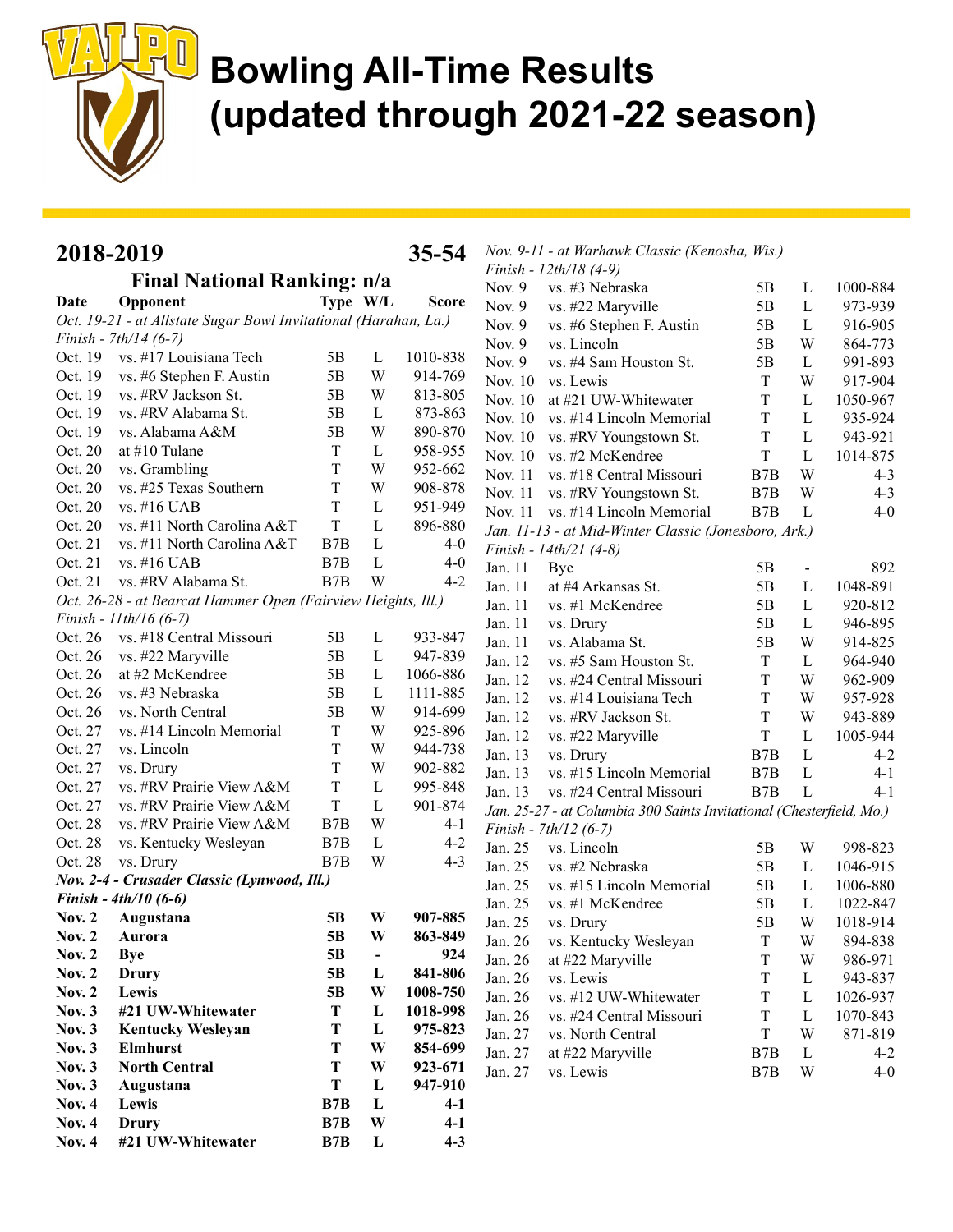# Bowling All-Time Results (updated through 2021-22 season)

## 2018-2019 — 35-54

**Final National Ranking: n/a**

| Date | Opponent | Type | W/L | Score |
|---|---|---|---|---|
| *Oct. 19-21 - at Allstate Sugar Bowl Invitational (Harahan, La.)* | | | | |
| *Finish - 7th/14 (6-7)* | | | | |
| Oct. 19 | vs. #17 Louisiana Tech | 5B | L | 1010-838 |
| Oct. 19 | vs. #6 Stephen F. Austin | 5B | W | 914-769 |
| Oct. 19 | vs. #RV Jackson St. | 5B | W | 813-805 |
| Oct. 19 | vs. #RV Alabama St. | 5B | L | 873-863 |
| Oct. 19 | vs. Alabama A&M | 5B | W | 890-870 |
| Oct. 20 | at #10 Tulane | T | L | 958-955 |
| Oct. 20 | vs. Grambling | T | W | 952-662 |
| Oct. 20 | vs. #25 Texas Southern | T | W | 908-878 |
| Oct. 20 | vs. #16 UAB | T | L | 951-949 |
| Oct. 20 | vs. #11 North Carolina A&T | T | L | 896-880 |
| Oct. 21 | vs. #11 North Carolina A&T | B7B | L | 4-0 |
| Oct. 21 | vs. #16 UAB | B7B | L | 4-0 |
| Oct. 21 | vs. #RV Alabama St. | B7B | W | 4-2 |
| *Oct. 26-28 - at Bearcat Hammer Open (Fairview Heights, Ill.)* | | | | |
| *Finish - 11th/16 (6-7)* | | | | |
| Oct. 26 | vs. #18 Central Missouri | 5B | L | 933-847 |
| Oct. 26 | vs. #22 Maryville | 5B | L | 947-839 |
| Oct. 26 | at #2 McKendree | 5B | L | 1066-886 |
| Oct. 26 | vs. #3 Nebraska | 5B | L | 1111-885 |
| Oct. 26 | vs. North Central | 5B | W | 914-699 |
| Oct. 27 | vs. #14 Lincoln Memorial | T | W | 925-896 |
| Oct. 27 | vs. Lincoln | T | W | 944-738 |
| Oct. 27 | vs. Drury | T | W | 902-882 |
| Oct. 27 | vs. #RV Prairie View A&M | T | L | 995-848 |
| Oct. 27 | vs. #RV Prairie View A&M | T | L | 901-874 |
| Oct. 28 | vs. #RV Prairie View A&M | B7B | W | 4-1 |
| Oct. 28 | vs. Kentucky Wesleyan | B7B | L | 4-2 |
| Oct. 28 | vs. Drury | B7B | W | 4-3 |
| ***Nov. 2-4 - Crusader Classic (Lynwood, Ill.)*** | | | | |
| ***Finish - 4th/10 (6-6)*** | | | | |
| **Nov. 2** | **Augustana** | **5B** | **W** | **907-885** |
| **Nov. 2** | **Aurora** | **5B** | **W** | **863-849** |
| **Nov. 2** | **Bye** | **5B** | **-** | **924** |
| **Nov. 2** | **Drury** | **5B** | **L** | **841-806** |
| **Nov. 2** | **Lewis** | **5B** | **W** | **1008-750** |
| **Nov. 3** | **#21 UW-Whitewater** | **T** | **L** | **1018-998** |
| **Nov. 3** | **Kentucky Wesleyan** | **T** | **L** | **975-823** |
| **Nov. 3** | **Elmhurst** | **T** | **W** | **854-699** |
| **Nov. 3** | **North Central** | **T** | **W** | **923-671** |
| **Nov. 3** | **Augustana** | **T** | **L** | **947-910** |
| **Nov. 4** | **Lewis** | **B7B** | **L** | **4-1** |
| **Nov. 4** | **Drury** | **B7B** | **W** | **4-1** |
| **Nov. 4** | **#21 UW-Whitewater** | **B7B** | **L** | **4-3** |
| *Nov. 9-11 - at Warhawk Classic (Kenosha, Wis.)* | | | | |
| *Finish - 12th/18 (4-9)* | | | | |
| Nov. 9 | vs. #3 Nebraska | 5B | L | 1000-884 |
| Nov. 9 | vs. #22 Maryville | 5B | L | 973-939 |
| Nov. 9 | vs. #6 Stephen F. Austin | 5B | L | 916-905 |
| Nov. 9 | vs. Lincoln | 5B | W | 864-773 |
| Nov. 9 | vs. #4 Sam Houston St. | 5B | L | 991-893 |
| Nov. 10 | vs. Lewis | T | W | 917-904 |
| Nov. 10 | at #21 UW-Whitewater | T | L | 1050-967 |
| Nov. 10 | vs. #14 Lincoln Memorial | T | L | 935-924 |
| Nov. 10 | vs. #RV Youngstown St. | T | L | 943-921 |
| Nov. 10 | vs. #2 McKendree | T | L | 1014-875 |
| Nov. 11 | vs. #18 Central Missouri | B7B | W | 4-3 |
| Nov. 11 | vs. #RV Youngstown St. | B7B | W | 4-3 |
| Nov. 11 | vs. #14 Lincoln Memorial | B7B | L | 4-0 |
| *Jan. 11-13 - at Mid-Winter Classic (Jonesboro, Ark.)* | | | | |
| *Finish - 14th/21 (4-8)* | | | | |
| Jan. 11 | Bye | 5B | - | 892 |
| Jan. 11 | at #4 Arkansas St. | 5B | L | 1048-891 |
| Jan. 11 | vs. #1 McKendree | 5B | L | 920-812 |
| Jan. 11 | vs. Drury | 5B | L | 946-895 |
| Jan. 11 | vs. Alabama St. | 5B | W | 914-825 |
| Jan. 12 | vs. #5 Sam Houston St. | T | L | 964-940 |
| Jan. 12 | vs. #24 Central Missouri | T | W | 962-909 |
| Jan. 12 | vs. #14 Louisiana Tech | T | W | 957-928 |
| Jan. 12 | vs. #RV Jackson St. | T | W | 943-889 |
| Jan. 12 | vs. #22 Maryville | T | L | 1005-944 |
| Jan. 13 | vs. Drury | B7B | L | 4-2 |
| Jan. 13 | vs. #15 Lincoln Memorial | B7B | L | 4-1 |
| Jan. 13 | vs. #24 Central Missouri | B7B | L | 4-1 |
| *Jan. 25-27 - at Columbia 300 Saints Invitational (Chesterfield, Mo.)* | | | | |
| *Finish - 7th/12 (6-7)* | | | | |
| Jan. 25 | vs. Lincoln | 5B | W | 998-823 |
| Jan. 25 | vs. #2 Nebraska | 5B | L | 1046-915 |
| Jan. 25 | vs. #15 Lincoln Memorial | 5B | L | 1006-880 |
| Jan. 25 | vs. #1 McKendree | 5B | L | 1022-847 |
| Jan. 25 | vs. Drury | 5B | W | 1018-914 |
| Jan. 26 | vs. Kentucky Wesleyan | T | W | 894-838 |
| Jan. 26 | at #22 Maryville | T | W | 986-971 |
| Jan. 26 | vs. Lewis | T | L | 943-837 |
| Jan. 26 | vs. #12 UW-Whitewater | T | L | 1026-937 |
| Jan. 26 | vs. #24 Central Missouri | T | L | 1070-843 |
| Jan. 27 | vs. North Central | T | W | 871-819 |
| Jan. 27 | at #22 Maryville | B7B | L | 4-2 |
| Jan. 27 | vs. Lewis | B7B | W | 4-0 |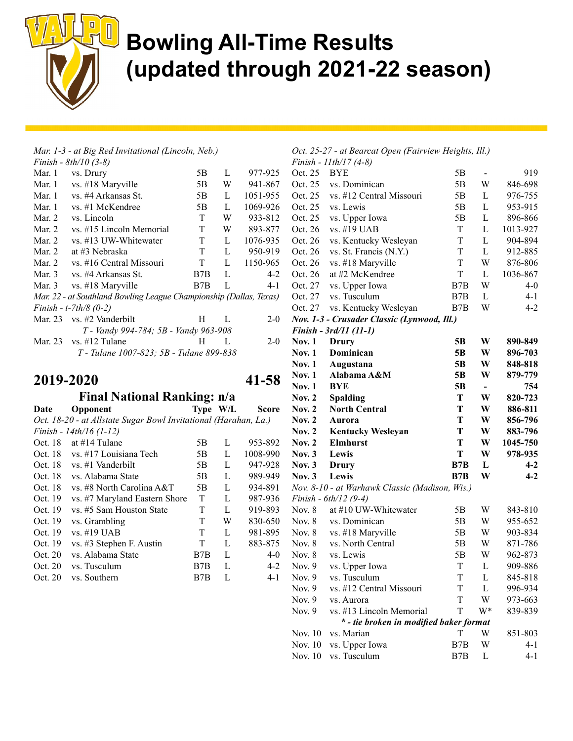# Bowling All-Time Results (updated through 2021-22 season)

*Mar. 1-3 - at Big Red Invitational (Lincoln, Neb.)*
*Finish - 8th/10 (3-8)*

| | | | | |
|---|---|---|---|---|
| Mar. 1 | vs. Drury | 5B | L | 977-925 |
| Mar. 1 | vs. #18 Maryville | 5B | W | 941-867 |
| Mar. 1 | vs. #4 Arkansas St. | 5B | L | 1051-955 |
| Mar. 1 | vs. #1 McKendree | 5B | L | 1069-926 |
| Mar. 2 | vs. Lincoln | T | W | 933-812 |
| Mar. 2 | vs. #15 Lincoln Memorial | T | W | 893-877 |
| Mar. 2 | vs. #13 UW-Whitewater | T | L | 1076-935 |
| Mar. 2 | at #3 Nebraska | T | L | 950-919 |
| Mar. 2 | vs. #16 Central Missouri | T | L | 1150-965 |
| Mar. 3 | vs. #4 Arkansas St. | B7B | L | 4-2 |
| Mar. 3 | vs. #18 Maryville | B7B | L | 4-1 |

*Mar. 22 - at Southland Bowling League Championship (Dallas, Texas)*
*Finish - t-7th/8 (0-2)*

| | | | | |
|---|---|---|---|---|
| Mar. 23 | vs. #2 Vanderbilt | H | L | 2-0 |
| | *T - Vandy 994-784; 5B - Vandy 963-908* | | | |
| Mar. 23 | vs. #12 Tulane | H | L | 2-0 |
| | *T - Tulane 1007-823; 5B - Tulane 899-838* | | | |

## 2019-2020 — 41-58

### Final National Ranking: n/a

| Date | Opponent | Type | W/L | Score |
|---|---|---|---|---|
| *Oct. 18-20 - at Allstate Sugar Bowl Invitational (Harahan, La.)* | | | | |
| *Finish - 14th/16 (1-12)* | | | | |
| Oct. 18 | at #14 Tulane | 5B | L | 953-892 |
| Oct. 18 | vs. #17 Louisiana Tech | 5B | L | 1008-990 |
| Oct. 18 | vs. #1 Vanderbilt | 5B | L | 947-928 |
| Oct. 18 | vs. Alabama State | 5B | L | 989-949 |
| Oct. 18 | vs. #8 North Carolina A&T | 5B | L | 934-891 |
| Oct. 19 | vs. #7 Maryland Eastern Shore | T | L | 987-936 |
| Oct. 19 | vs. #5 Sam Houston State | T | L | 919-893 |
| Oct. 19 | vs. Grambling | T | W | 830-650 |
| Oct. 19 | vs. #19 UAB | T | L | 981-895 |
| Oct. 19 | vs. #3 Stephen F. Austin | T | L | 883-875 |
| Oct. 20 | vs. Alabama State | B7B | L | 4-0 |
| Oct. 20 | vs. Tusculum | B7B | L | 4-2 |
| Oct. 20 | vs. Southern | B7B | L | 4-1 |
| *Oct. 25-27 - at Bearcat Open (Fairview Heights, Ill.)* | | | | |
| *Finish - 11th/17 (4-8)* | | | | |
| Oct. 25 | BYE | 5B | - | 919 |
| Oct. 25 | vs. Dominican | 5B | W | 846-698 |
| Oct. 25 | vs. #12 Central Missouri | 5B | L | 976-755 |
| Oct. 25 | vs. Lewis | 5B | L | 953-915 |
| Oct. 25 | vs. Upper Iowa | 5B | L | 896-866 |
| Oct. 26 | vs. #19 UAB | T | L | 1013-927 |
| Oct. 26 | vs. Kentucky Wesleyan | T | L | 904-894 |
| Oct. 26 | vs. St. Francis (N.Y.) | T | L | 912-885 |
| Oct. 26 | vs. #18 Maryville | T | W | 876-806 |
| Oct. 26 | at #2 McKendree | T | L | 1036-867 |
| Oct. 27 | vs. Upper Iowa | B7B | W | 4-0 |
| Oct. 27 | vs. Tusculum | B7B | L | 4-1 |
| Oct. 27 | vs. Kentucky Wesleyan | B7B | W | 4-2 |
| ***Nov. 1-3 - Crusader Classic (Lynwood, Ill.)*** | | | | |
| ***Finish - 3rd/11 (11-1)*** | | | | |
| **Nov. 1** | **Drury** | **5B** | **W** | **890-849** |
| **Nov. 1** | **Dominican** | **5B** | **W** | **896-703** |
| **Nov. 1** | **Augustana** | **5B** | **W** | **848-818** |
| **Nov. 1** | **Alabama A&M** | **5B** | **W** | **879-779** |
| **Nov. 1** | **BYE** | **5B** | **-** | **754** |
| **Nov. 2** | **Spalding** | **T** | **W** | **820-723** |
| **Nov. 2** | **North Central** | **T** | **W** | **886-811** |
| **Nov. 2** | **Aurora** | **T** | **W** | **856-796** |
| **Nov. 2** | **Kentucky Wesleyan** | **T** | **W** | **883-796** |
| **Nov. 2** | **Elmhurst** | **T** | **W** | **1045-750** |
| **Nov. 3** | **Lewis** | **T** | **W** | **978-935** |
| **Nov. 3** | **Drury** | **B7B** | **L** | **4-2** |
| **Nov. 3** | **Lewis** | **B7B** | **W** | **4-2** |
| *Nov. 8-10 - at Warhawk Classic (Madison, Wis.)* | | | | |
| *Finish - 6th/12 (9-4)* | | | | |
| Nov. 8 | at #10 UW-Whitewater | 5B | W | 843-810 |
| Nov. 8 | vs. Dominican | 5B | W | 955-652 |
| Nov. 8 | vs. #18 Maryville | 5B | W | 903-834 |
| Nov. 8 | vs. North Central | 5B | W | 871-786 |
| Nov. 8 | vs. Lewis | 5B | W | 962-873 |
| Nov. 9 | vs. Upper Iowa | T | L | 909-886 |
| Nov. 9 | vs. Tusculum | T | L | 845-818 |
| Nov. 9 | vs. #12 Central Missouri | T | L | 996-934 |
| Nov. 9 | vs. Aurora | T | W | 973-663 |
| Nov. 9 | vs. #13 Lincoln Memorial | T | W* | 839-839 |
| | ***\* - tie broken in modified baker format*** | | | |
| Nov. 10 | vs. Marian | T | W | 851-803 |
| Nov. 10 | vs. Upper Iowa | B7B | W | 4-1 |
| Nov. 10 | vs. Tusculum | B7B | L | 4-1 |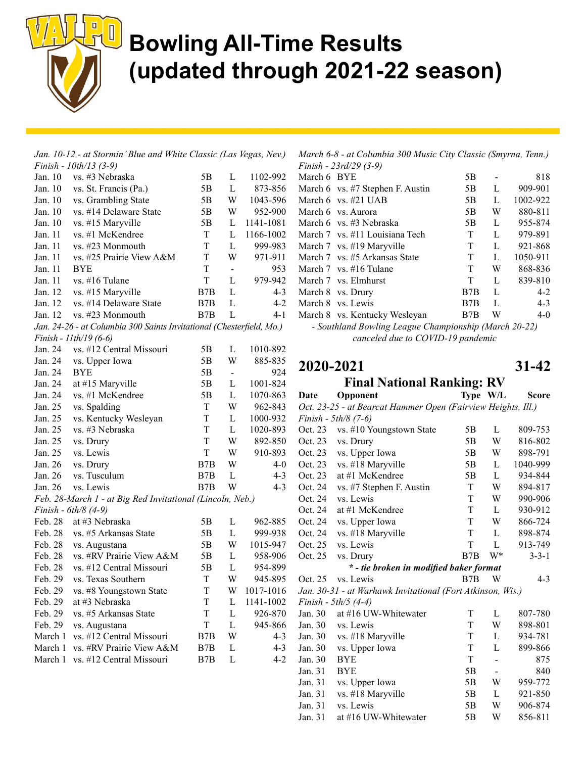# Bowling All-Time Results (updated through 2021-22 season)

*Jan. 10-12 - at Stormin' Blue and White Classic (Las Vegas, Nev.)*
*Finish - 10th/13 (3-9)*

| | | | | |
|---|---|---|---|---|
| Jan. 10 | vs. #3 Nebraska | 5B | L | 1102-992 |
| Jan. 10 | vs. St. Francis (Pa.) | 5B | L | 873-856 |
| Jan. 10 | vs. Grambling State | 5B | W | 1043-596 |
| Jan. 10 | vs. #14 Delaware State | 5B | W | 952-900 |
| Jan. 10 | vs. #15 Maryville | 5B | L | 1141-1081 |
| Jan. 11 | vs. #1 McKendree | T | L | 1166-1002 |
| Jan. 11 | vs. #23 Monmouth | T | L | 999-983 |
| Jan. 11 | vs. #25 Prairie View A&M | T | W | 971-911 |
| Jan. 11 | BYE | T | - | 953 |
| Jan. 11 | vs. #16 Tulane | T | L | 979-942 |
| Jan. 12 | vs. #15 Maryville | B7B | L | 4-3 |
| Jan. 12 | vs. #14 Delaware State | B7B | L | 4-2 |
| Jan. 12 | vs. #23 Monmouth | B7B | L | 4-1 |

*Jan. 24-26 - at Columbia 300 Saints Invitational (Chesterfield, Mo.)*
*Finish - 11th/19 (6-6)*

| | | | | |
|---|---|---|---|---|
| Jan. 24 | vs. #12 Central Missouri | 5B | L | 1010-892 |
| Jan. 24 | vs. Upper Iowa | 5B | W | 885-835 |
| Jan. 24 | BYE | 5B | - | 924 |
| Jan. 24 | at #15 Maryville | 5B | L | 1001-824 |
| Jan. 24 | vs. #1 McKendree | 5B | L | 1070-863 |
| Jan. 25 | vs. Spalding | T | W | 962-843 |
| Jan. 25 | vs. Kentucky Wesleyan | T | L | 1000-932 |
| Jan. 25 | vs. #3 Nebraska | T | L | 1020-893 |
| Jan. 25 | vs. Drury | T | W | 892-850 |
| Jan. 25 | vs. Lewis | T | W | 910-893 |
| Jan. 26 | vs. Drury | B7B | W | 4-0 |
| Jan. 26 | vs. Tusculum | B7B | L | 4-3 |
| Jan. 26 | vs. Lewis | B7B | W | 4-3 |

*Feb. 28-March 1 - at Big Red Invitational (Lincoln, Neb.)*
*Finish - 6th/8 (4-9)*

| | | | | |
|---|---|---|---|---|
| Feb. 28 | at #3 Nebraska | 5B | L | 962-885 |
| Feb. 28 | vs. #5 Arkansas State | 5B | L | 999-938 |
| Feb. 28 | vs. Augustana | 5B | W | 1015-947 |
| Feb. 28 | vs. #RV Prairie View A&M | 5B | L | 958-906 |
| Feb. 28 | vs. #12 Central Missouri | 5B | L | 954-899 |
| Feb. 29 | vs. Texas Southern | T | W | 945-895 |
| Feb. 29 | vs. #8 Youngstown State | T | W | 1017-1016 |
| Feb. 29 | at #3 Nebraska | T | L | 1141-1002 |
| Feb. 29 | vs. #5 Arkansas State | T | L | 926-870 |
| Feb. 29 | vs. Augustana | T | L | 945-866 |
| March 1 | vs. #12 Central Missouri | B7B | W | 4-3 |
| March 1 | vs. #RV Prairie View A&M | B7B | L | 4-3 |
| March 1 | vs. #12 Central Missouri | B7B | L | 4-2 |

*March 6-8 - at Columbia 300 Music City Classic (Smyrna, Tenn.)*
*Finish - 23rd/29 (3-9)*

| | | | | |
|---|---|---|---|---|
| March 6 | BYE | 5B | - | 818 |
| March 6 | vs. #7 Stephen F. Austin | 5B | L | 909-901 |
| March 6 | vs. #21 UAB | 5B | L | 1002-922 |
| March 6 | vs. Aurora | 5B | W | 880-811 |
| March 6 | vs. #3 Nebraska | 5B | L | 955-874 |
| March 7 | vs. #11 Louisiana Tech | T | L | 979-891 |
| March 7 | vs. #19 Maryville | T | L | 921-868 |
| March 7 | vs. #5 Arkansas State | T | L | 1050-911 |
| March 7 | vs. #16 Tulane | T | W | 868-836 |
| March 7 | vs. Elmhurst | T | L | 839-810 |
| March 8 | vs. Drury | B7B | L | 4-2 |
| March 8 | vs. Lewis | B7B | L | 4-3 |
| March 8 | vs. Kentucky Wesleyan | B7B | W | 4-0 |

*- Southland Bowling League Championship (March 20-22) canceled due to COVID-19 pandemic*

## 2020-2021 — 31-42

### Final National Ranking: RV

| Date | Opponent | Type | W/L | Score |
|---|---|---|---|---|
| *Oct. 23-25 - at Bearcat Hammer Open (Fairview Heights, Ill.)* | | | | |
| *Finish - 5th/8 (7-6)* | | | | |
| Oct. 23 | vs. #10 Youngstown State | 5B | L | 809-753 |
| Oct. 23 | vs. Drury | 5B | W | 816-802 |
| Oct. 23 | vs. Upper Iowa | 5B | W | 898-791 |
| Oct. 23 | vs. #18 Maryville | 5B | L | 1040-999 |
| Oct. 23 | at #1 McKendree | 5B | L | 934-844 |
| Oct. 24 | vs. #7 Stephen F. Austin | T | W | 894-817 |
| Oct. 24 | vs. Lewis | T | W | 990-906 |
| Oct. 24 | at #1 McKendree | T | L | 930-912 |
| Oct. 24 | vs. Upper Iowa | T | W | 866-724 |
| Oct. 24 | vs. #18 Maryville | T | L | 898-874 |
| Oct. 25 | vs. Lewis | T | L | 913-749 |
| Oct. 25 | vs. Drury | B7B | W* | 3-3-1 |
| ***\* - tie broken in modified baker format*** | | | | |
| Oct. 25 | vs. Lewis | B7B | W | 4-3 |
| *Jan. 30-31 - at Warhawk Invitational (Fort Atkinson, Wis.)* | | | | |
| *Finish - 5th/5 (4-4)* | | | | |
| Jan. 30 | at #16 UW-Whitewater | T | L | 807-780 |
| Jan. 30 | vs. Lewis | T | W | 898-801 |
| Jan. 30 | vs. #18 Maryville | T | L | 934-781 |
| Jan. 30 | vs. Upper Iowa | T | L | 899-866 |
| Jan. 30 | BYE | T | - | 875 |
| Jan. 31 | BYE | 5B | - | 840 |
| Jan. 31 | vs. Upper Iowa | 5B | W | 959-772 |
| Jan. 31 | vs. #18 Maryville | 5B | L | 921-850 |
| Jan. 31 | vs. Lewis | 5B | W | 906-874 |
| Jan. 31 | at #16 UW-Whitewater | 5B | W | 856-811 |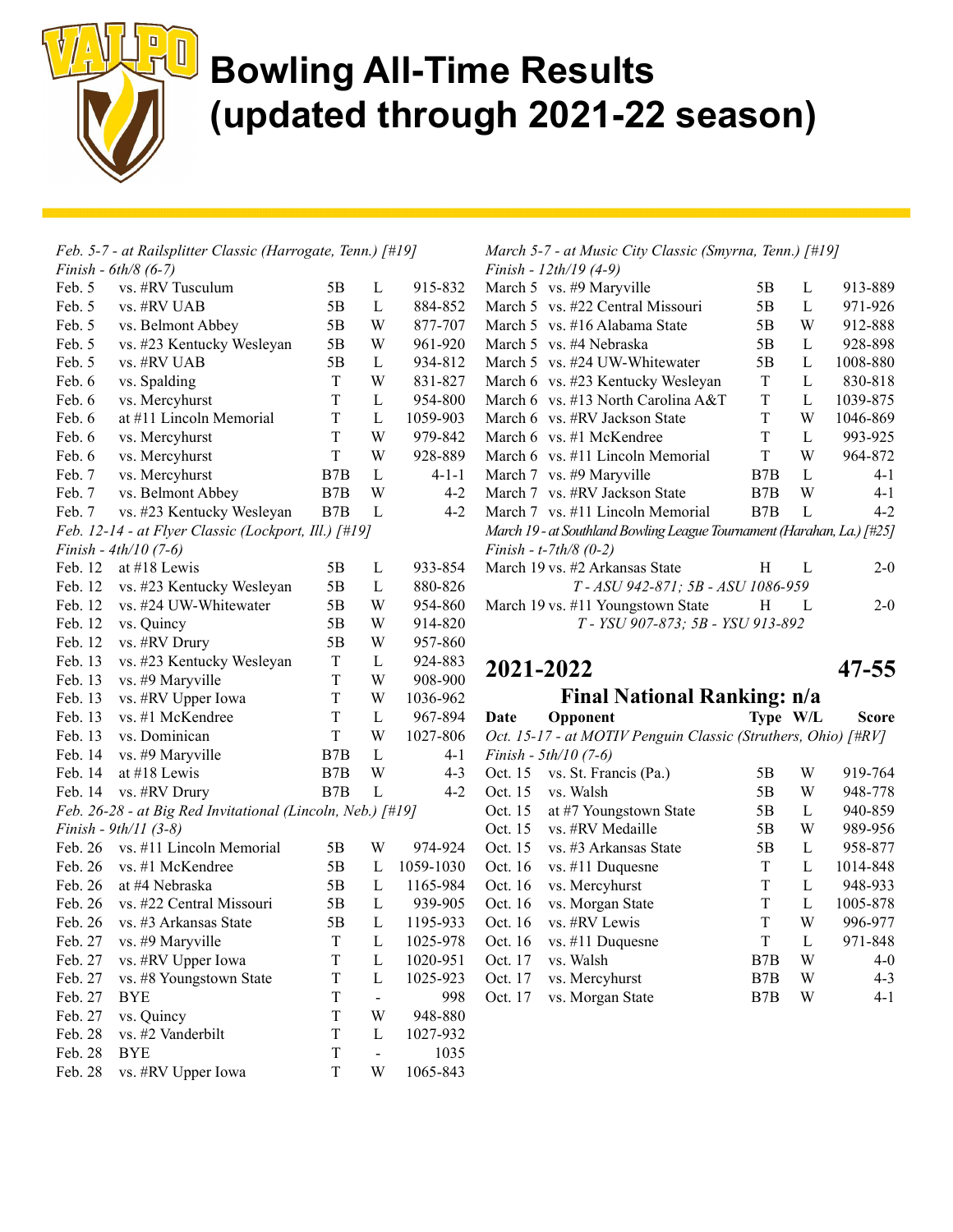# Bowling All-Time Results (updated through 2021-22 season)

*Feb. 5-7 - at Railsplitter Classic (Harrogate, Tenn.) [#19]*
*Finish - 6th/8 (6-7)*

| Date | Opponent | Type | W/L | Score |
|---|---|---|---|---|
| Feb. 5 | vs. #RV Tusculum | 5B | L | 915-832 |
| Feb. 5 | vs. #RV UAB | 5B | L | 884-852 |
| Feb. 5 | vs. Belmont Abbey | 5B | W | 877-707 |
| Feb. 5 | vs. #23 Kentucky Wesleyan | 5B | W | 961-920 |
| Feb. 5 | vs. #RV UAB | 5B | L | 934-812 |
| Feb. 6 | vs. Spalding | T | W | 831-827 |
| Feb. 6 | vs. Mercyhurst | T | L | 954-800 |
| Feb. 6 | at #11 Lincoln Memorial | T | L | 1059-903 |
| Feb. 6 | vs. Mercyhurst | T | W | 979-842 |
| Feb. 6 | vs. Mercyhurst | T | W | 928-889 |
| Feb. 7 | vs. Mercyhurst | B7B | L | 4-1-1 |
| Feb. 7 | vs. Belmont Abbey | B7B | W | 4-2 |
| Feb. 7 | vs. #23 Kentucky Wesleyan | B7B | L | 4-2 |

*Feb. 12-14 - at Flyer Classic (Lockport, Ill.) [#19]*
*Finish - 4th/10 (7-6)*

| Date | Opponent | Type | W/L | Score |
|---|---|---|---|---|
| Feb. 12 | at #18 Lewis | 5B | L | 933-854 |
| Feb. 12 | vs. #23 Kentucky Wesleyan | 5B | L | 880-826 |
| Feb. 12 | vs. #24 UW-Whitewater | 5B | W | 954-860 |
| Feb. 12 | vs. Quincy | 5B | W | 914-820 |
| Feb. 12 | vs. #RV Drury | 5B | W | 957-860 |
| Feb. 13 | vs. #23 Kentucky Wesleyan | T | L | 924-883 |
| Feb. 13 | vs. #9 Maryville | T | W | 908-900 |
| Feb. 13 | vs. #RV Upper Iowa | T | W | 1036-962 |
| Feb. 13 | vs. #1 McKendree | T | L | 967-894 |
| Feb. 13 | vs. Dominican | T | W | 1027-806 |
| Feb. 14 | vs. #9 Maryville | B7B | L | 4-1 |
| Feb. 14 | at #18 Lewis | B7B | W | 4-3 |
| Feb. 14 | vs. #RV Drury | B7B | L | 4-2 |

*Feb. 26-28 - at Big Red Invitational (Lincoln, Neb.) [#19]*
*Finish - 9th/11 (3-8)*

| Date | Opponent | Type | W/L | Score |
|---|---|---|---|---|
| Feb. 26 | vs. #11 Lincoln Memorial | 5B | W | 974-924 |
| Feb. 26 | vs. #1 McKendree | 5B | L | 1059-1030 |
| Feb. 26 | at #4 Nebraska | 5B | L | 1165-984 |
| Feb. 26 | vs. #22 Central Missouri | 5B | L | 939-905 |
| Feb. 26 | vs. #3 Arkansas State | 5B | L | 1195-933 |
| Feb. 27 | vs. #9 Maryville | T | L | 1025-978 |
| Feb. 27 | vs. #RV Upper Iowa | T | L | 1020-951 |
| Feb. 27 | vs. #8 Youngstown State | T | L | 1025-923 |
| Feb. 27 | BYE | T | - | 998 |
| Feb. 27 | vs. Quincy | T | W | 948-880 |
| Feb. 28 | vs. #2 Vanderbilt | T | L | 1027-932 |
| Feb. 28 | BYE | T | - | 1035 |
| Feb. 28 | vs. #RV Upper Iowa | T | W | 1065-843 |

*March 5-7 - at Music City Classic (Smyrna, Tenn.) [#19]*
*Finish - 12th/19 (4-9)*

| Date | Opponent | Type | W/L | Score |
|---|---|---|---|---|
| March 5 | vs. #9 Maryville | 5B | L | 913-889 |
| March 5 | vs. #22 Central Missouri | 5B | L | 971-926 |
| March 5 | vs. #16 Alabama State | 5B | W | 912-888 |
| March 5 | vs. #4 Nebraska | 5B | L | 928-898 |
| March 5 | vs. #24 UW-Whitewater | 5B | L | 1008-880 |
| March 6 | vs. #23 Kentucky Wesleyan | T | L | 830-818 |
| March 6 | vs. #13 North Carolina A&T | T | L | 1039-875 |
| March 6 | vs. #RV Jackson State | T | W | 1046-869 |
| March 6 | vs. #1 McKendree | T | L | 993-925 |
| March 6 | vs. #11 Lincoln Memorial | T | W | 964-872 |
| March 7 | vs. #9 Maryville | B7B | L | 4-1 |
| March 7 | vs. #RV Jackson State | B7B | W | 4-1 |
| March 7 | vs. #11 Lincoln Memorial | B7B | L | 4-2 |

*March 19 - at Southland Bowling League Tournament (Harahan, La.) [#25]*
*Finish - t-7th/8 (0-2)*

| Date | Opponent | Type | W/L | Score |
|---|---|---|---|---|
| March 19 | vs. #2 Arkansas State | H | L | 2-0 |
| | *T - ASU 942-871; 5B - ASU 1086-959* | | | |
| March 19 | vs. #11 Youngstown State | H | L | 2-0 |
| | *T - YSU 907-873; 5B - YSU 913-892* | | | |

## 2021-2022 — 47-55

### Final National Ranking: n/a

*Oct. 15-17 - at MOTIV Penguin Classic (Struthers, Ohio) [#RV]*
*Finish - 5th/10 (7-6)*

| Date | Opponent | Type | W/L | Score |
|---|---|---|---|---|
| Oct. 15 | vs. St. Francis (Pa.) | 5B | W | 919-764 |
| Oct. 15 | vs. Walsh | 5B | W | 948-778 |
| Oct. 15 | at #7 Youngstown State | 5B | L | 940-859 |
| Oct. 15 | vs. #RV Medaille | 5B | W | 989-956 |
| Oct. 15 | vs. #3 Arkansas State | 5B | L | 958-877 |
| Oct. 16 | vs. #11 Duquesne | T | L | 1014-848 |
| Oct. 16 | vs. Mercyhurst | T | L | 948-933 |
| Oct. 16 | vs. Morgan State | T | L | 1005-878 |
| Oct. 16 | vs. #RV Lewis | T | W | 996-977 |
| Oct. 16 | vs. #11 Duquesne | T | L | 971-848 |
| Oct. 17 | vs. Walsh | B7B | W | 4-0 |
| Oct. 17 | vs. Mercyhurst | B7B | W | 4-3 |
| Oct. 17 | vs. Morgan State | B7B | W | 4-1 |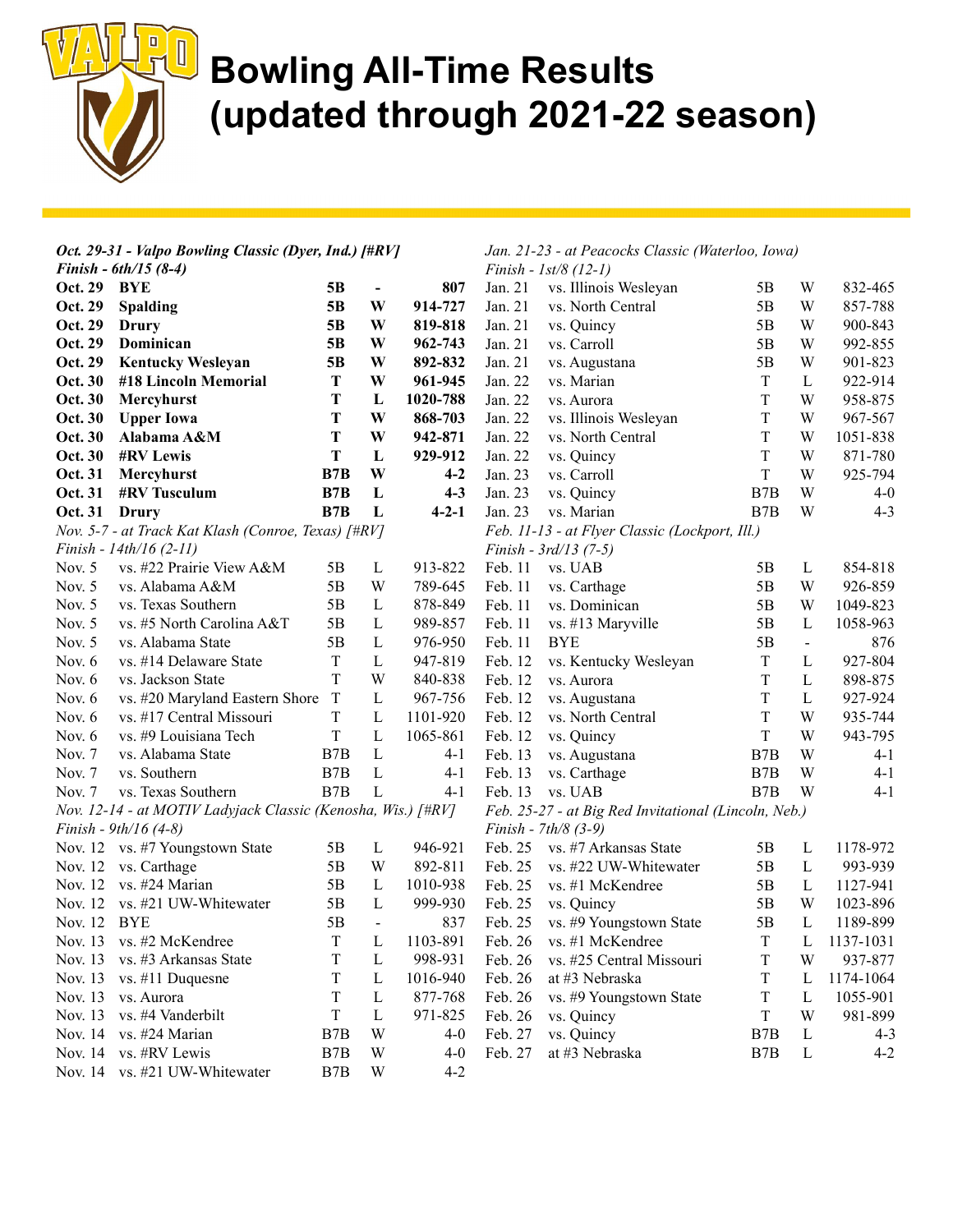# Bowling All-Time Results (updated through 2021-22 season)

***Oct. 29-31 - Valpo Bowling Classic (Dyer, Ind.) [#RV]***
***Finish - 6th/15 (8-4)***

| Date | Opponent | Type | Result | Score |
|---|---|---|---|---|
| **Oct. 29** | **BYE** | **5B** | **-** | **807** |
| **Oct. 29** | **Spalding** | **5B** | **W** | **914-727** |
| **Oct. 29** | **Drury** | **5B** | **W** | **819-818** |
| **Oct. 29** | **Dominican** | **5B** | **W** | **962-743** |
| **Oct. 29** | **Kentucky Wesleyan** | **5B** | **W** | **892-832** |
| **Oct. 30** | **#18 Lincoln Memorial** | **T** | **W** | **961-945** |
| **Oct. 30** | **Mercyhurst** | **T** | **L** | **1020-788** |
| **Oct. 30** | **Upper Iowa** | **T** | **W** | **868-703** |
| **Oct. 30** | **Alabama A&M** | **T** | **W** | **942-871** |
| **Oct. 30** | **#RV Lewis** | **T** | **L** | **929-912** |
| **Oct. 31** | **Mercyhurst** | **B7B** | **W** | **4-2** |
| **Oct. 31** | **#RV Tusculum** | **B7B** | **L** | **4-3** |
| **Oct. 31** | **Drury** | **B7B** | **L** | **4-2-1** |

*Nov. 5-7 - at Track Kat Klash (Conroe, Texas) [#RV]*
*Finish - 14th/16 (2-11)*

| Date | Opponent | Type | Result | Score |
|---|---|---|---|---|
| Nov. 5 | vs. #22 Prairie View A&M | 5B | L | 913-822 |
| Nov. 5 | vs. Alabama A&M | 5B | W | 789-645 |
| Nov. 5 | vs. Texas Southern | 5B | L | 878-849 |
| Nov. 5 | vs. #5 North Carolina A&T | 5B | L | 989-857 |
| Nov. 5 | vs. Alabama State | 5B | L | 976-950 |
| Nov. 6 | vs. #14 Delaware State | T | L | 947-819 |
| Nov. 6 | vs. Jackson State | T | W | 840-838 |
| Nov. 6 | vs. #20 Maryland Eastern Shore | T | L | 967-756 |
| Nov. 6 | vs. #17 Central Missouri | T | L | 1101-920 |
| Nov. 6 | vs. #9 Louisiana Tech | T | L | 1065-861 |
| Nov. 7 | vs. Alabama State | B7B | L | 4-1 |
| Nov. 7 | vs. Southern | B7B | L | 4-1 |
| Nov. 7 | vs. Texas Southern | B7B | L | 4-1 |

*Nov. 12-14 - at MOTIV Ladyjack Classic (Kenosha, Wis.) [#RV]*
*Finish - 9th/16 (4-8)*

| Date | Opponent | Type | Result | Score |
|---|---|---|---|---|
| Nov. 12 | vs. #7 Youngstown State | 5B | L | 946-921 |
| Nov. 12 | vs. Carthage | 5B | W | 892-811 |
| Nov. 12 | vs. #24 Marian | 5B | L | 1010-938 |
| Nov. 12 | vs. #21 UW-Whitewater | 5B | L | 999-930 |
| Nov. 12 | BYE | 5B | - | 837 |
| Nov. 13 | vs. #2 McKendree | T | L | 1103-891 |
| Nov. 13 | vs. #3 Arkansas State | T | L | 998-931 |
| Nov. 13 | vs. #11 Duquesne | T | L | 1016-940 |
| Nov. 13 | vs. Aurora | T | L | 877-768 |
| Nov. 13 | vs. #4 Vanderbilt | T | L | 971-825 |
| Nov. 14 | vs. #24 Marian | B7B | W | 4-0 |
| Nov. 14 | vs. #RV Lewis | B7B | W | 4-0 |
| Nov. 14 | vs. #21 UW-Whitewater | B7B | W | 4-2 |

*Jan. 21-23 - at Peacocks Classic (Waterloo, Iowa)*
*Finish - 1st/8 (12-1)*

| Date | Opponent | Type | Result | Score |
|---|---|---|---|---|
| Jan. 21 | vs. Illinois Wesleyan | 5B | W | 832-465 |
| Jan. 21 | vs. North Central | 5B | W | 857-788 |
| Jan. 21 | vs. Quincy | 5B | W | 900-843 |
| Jan. 21 | vs. Carroll | 5B | W | 992-855 |
| Jan. 21 | vs. Augustana | 5B | W | 901-823 |
| Jan. 22 | vs. Marian | T | L | 922-914 |
| Jan. 22 | vs. Aurora | T | W | 958-875 |
| Jan. 22 | vs. Illinois Wesleyan | T | W | 967-567 |
| Jan. 22 | vs. North Central | T | W | 1051-838 |
| Jan. 22 | vs. Quincy | T | W | 871-780 |
| Jan. 23 | vs. Carroll | T | W | 925-794 |
| Jan. 23 | vs. Quincy | B7B | W | 4-0 |
| Jan. 23 | vs. Marian | B7B | W | 4-3 |

*Feb. 11-13 - at Flyer Classic (Lockport, Ill.)*
*Finish - 3rd/13 (7-5)*

| Date | Opponent | Type | Result | Score |
|---|---|---|---|---|
| Feb. 11 | vs. UAB | 5B | L | 854-818 |
| Feb. 11 | vs. Carthage | 5B | W | 926-859 |
| Feb. 11 | vs. Dominican | 5B | W | 1049-823 |
| Feb. 11 | vs. #13 Maryville | 5B | L | 1058-963 |
| Feb. 11 | BYE | 5B | - | 876 |
| Feb. 12 | vs. Kentucky Wesleyan | T | L | 927-804 |
| Feb. 12 | vs. Aurora | T | L | 898-875 |
| Feb. 12 | vs. Augustana | T | L | 927-924 |
| Feb. 12 | vs. North Central | T | W | 935-744 |
| Feb. 12 | vs. Quincy | T | W | 943-795 |
| Feb. 13 | vs. Augustana | B7B | W | 4-1 |
| Feb. 13 | vs. Carthage | B7B | W | 4-1 |
| Feb. 13 | vs. UAB | B7B | W | 4-1 |

*Feb. 25-27 - at Big Red Invitational (Lincoln, Neb.)*
*Finish - 7th/8 (3-9)*

| Date | Opponent | Type | Result | Score |
|---|---|---|---|---|
| Feb. 25 | vs. #7 Arkansas State | 5B | L | 1178-972 |
| Feb. 25 | vs. #22 UW-Whitewater | 5B | L | 993-939 |
| Feb. 25 | vs. #1 McKendree | 5B | L | 1127-941 |
| Feb. 25 | vs. Quincy | 5B | W | 1023-896 |
| Feb. 25 | vs. #9 Youngstown State | 5B | L | 1189-899 |
| Feb. 26 | vs. #1 McKendree | T | L | 1137-1031 |
| Feb. 26 | vs. #25 Central Missouri | T | W | 937-877 |
| Feb. 26 | at #3 Nebraska | T | L | 1174-1064 |
| Feb. 26 | vs. #9 Youngstown State | T | L | 1055-901 |
| Feb. 26 | vs. Quincy | T | W | 981-899 |
| Feb. 27 | vs. Quincy | B7B | L | 4-3 |
| Feb. 27 | at #3 Nebraska | B7B | L | 4-2 |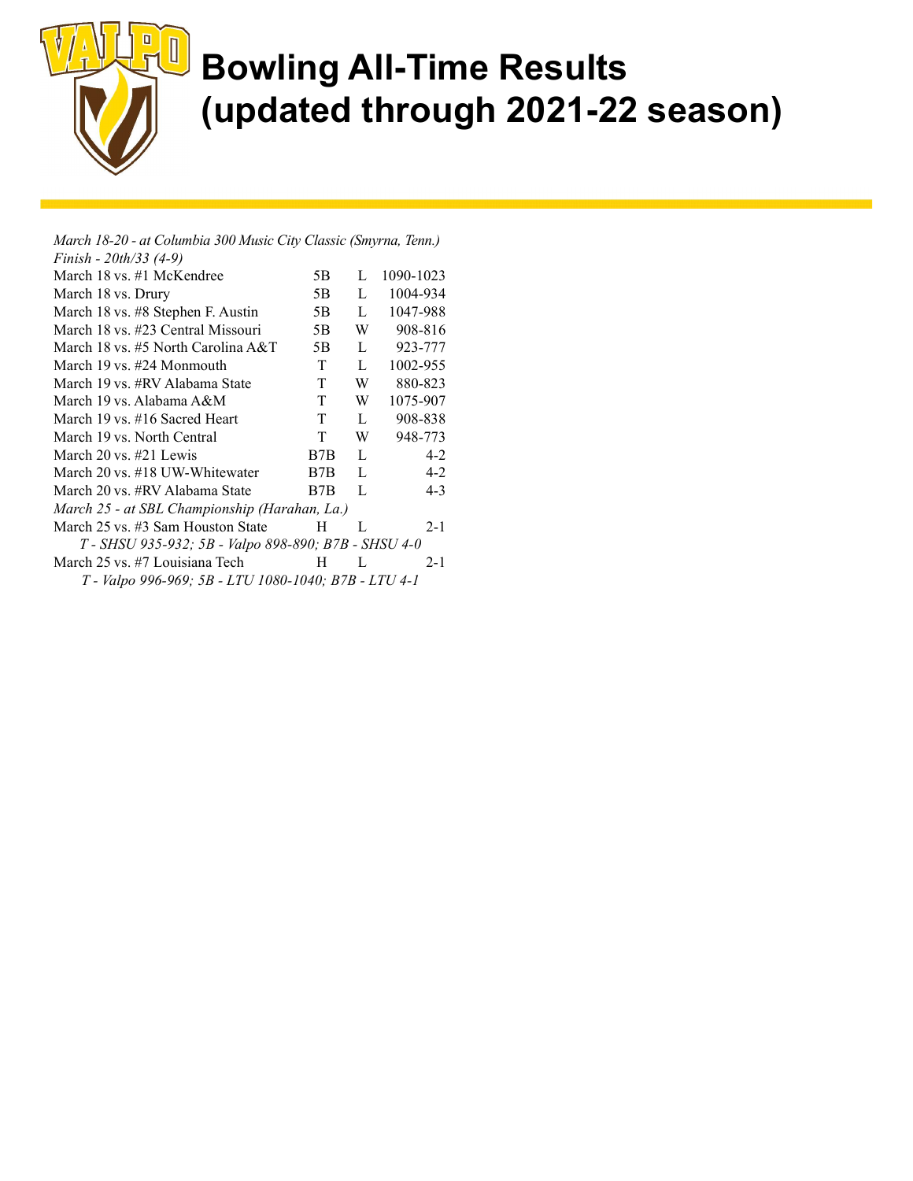# Bowling All-Time Results (updated through 2021-22 season)

*March 18-20 - at Columbia 300 Music City Classic (Smyrna, Tenn.)*
*Finish - 20th/33 (4-9)*

| | | | |
|---|---|---|---|
| March 18 vs. #1 McKendree | 5B | L | 1090-1023 |
| March 18 vs. Drury | 5B | L | 1004-934 |
| March 18 vs. #8 Stephen F. Austin | 5B | L | 1047-988 |
| March 18 vs. #23 Central Missouri | 5B | W | 908-816 |
| March 18 vs. #5 North Carolina A&T | 5B | L | 923-777 |
| March 19 vs. #24 Monmouth | T | L | 1002-955 |
| March 19 vs. #RV Alabama State | T | W | 880-823 |
| March 19 vs. Alabama A&M | T | W | 1075-907 |
| March 19 vs. #16 Sacred Heart | T | L | 908-838 |
| March 19 vs. North Central | T | W | 948-773 |
| March 20 vs. #21 Lewis | B7B | L | 4-2 |
| March 20 vs. #18 UW-Whitewater | B7B | L | 4-2 |
| March 20 vs. #RV Alabama State | B7B | L | 4-3 |

*March 25 - at SBL Championship (Harahan, La.)*

| | | | |
|---|---|---|---|
| March 25 vs. #3 Sam Houston State | H | L | 2-1 |
| *T - SHSU 935-932; 5B - Valpo 898-890; B7B - SHSU 4-0* | | | |
| March 25 vs. #7 Louisiana Tech | H | L | 2-1 |
| *T - Valpo 996-969; 5B - LTU 1080-1040; B7B - LTU 4-1* | | | |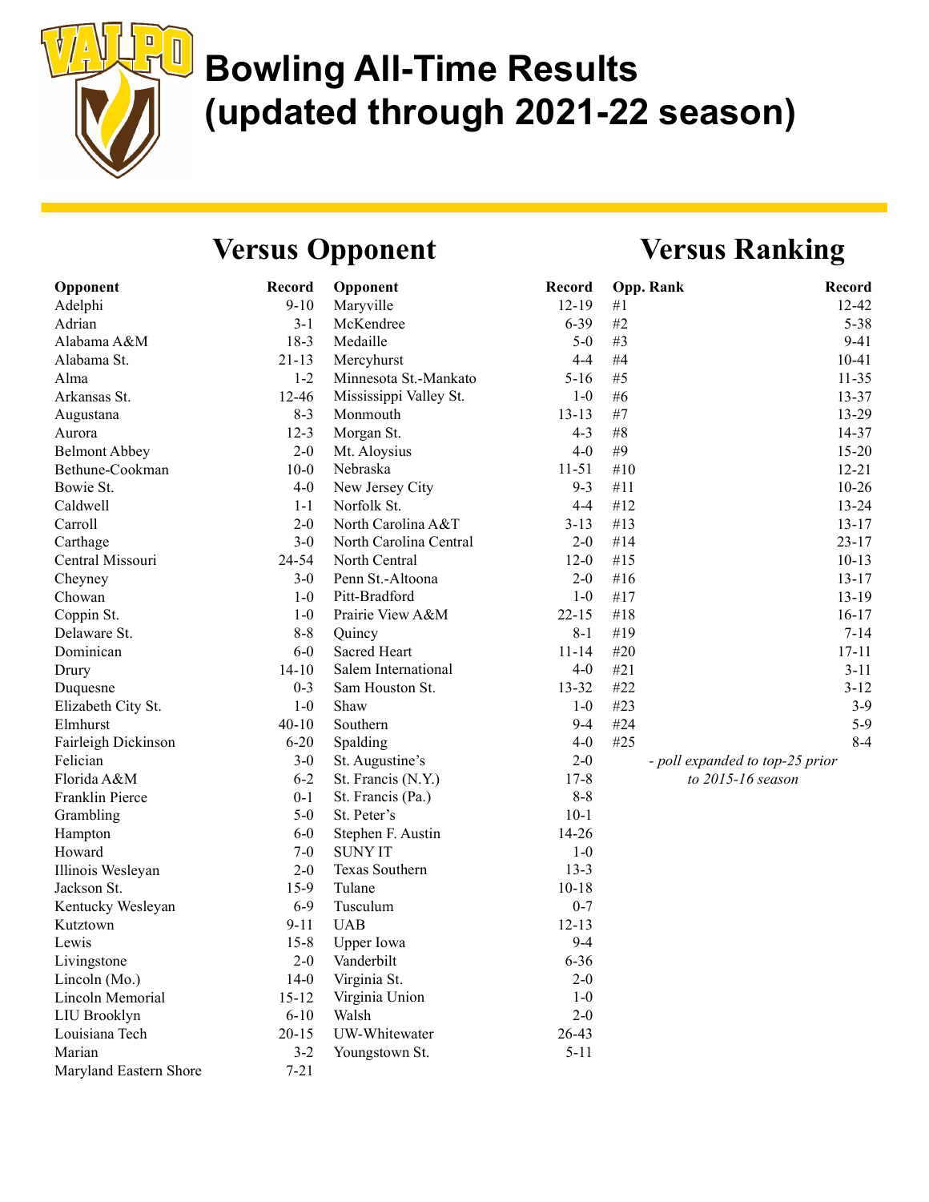# Bowling All-Time Results (updated through 2021-22 season)

## Versus Opponent

| Opponent | Record |
|---|---|
| Adelphi | 9-10 |
| Adrian | 3-1 |
| Alabama A&M | 18-3 |
| Alabama St. | 21-13 |
| Alma | 1-2 |
| Arkansas St. | 12-46 |
| Augustana | 8-3 |
| Aurora | 12-3 |
| Belmont Abbey | 2-0 |
| Bethune-Cookman | 10-0 |
| Bowie St. | 4-0 |
| Caldwell | 1-1 |
| Carroll | 2-0 |
| Carthage | 3-0 |
| Central Missouri | 24-54 |
| Cheyney | 3-0 |
| Chowan | 1-0 |
| Coppin St. | 1-0 |
| Delaware St. | 8-8 |
| Dominican | 6-0 |
| Drury | 14-10 |
| Duquesne | 0-3 |
| Elizabeth City St. | 1-0 |
| Elmhurst | 40-10 |
| Fairleigh Dickinson | 6-20 |
| Felician | 3-0 |
| Florida A&M | 6-2 |
| Franklin Pierce | 0-1 |
| Grambling | 5-0 |
| Hampton | 6-0 |
| Howard | 7-0 |
| Illinois Wesleyan | 2-0 |
| Jackson St. | 15-9 |
| Kentucky Wesleyan | 6-9 |
| Kutztown | 9-11 |
| Lewis | 15-8 |
| Livingstone | 2-0 |
| Lincoln (Mo.) | 14-0 |
| Lincoln Memorial | 15-12 |
| LIU Brooklyn | 6-10 |
| Louisiana Tech | 20-15 |
| Marian | 3-2 |
| Maryland Eastern Shore | 7-21 |
| Maryville | 12-19 |
| McKendree | 6-39 |
| Medaille | 5-0 |
| Mercyhurst | 4-4 |
| Minnesota St.-Mankato | 5-16 |
| Mississippi Valley St. | 1-0 |
| Monmouth | 13-13 |
| Morgan St. | 4-3 |
| Mt. Aloysius | 4-0 |
| Nebraska | 11-51 |
| New Jersey City | 9-3 |
| Norfolk St. | 4-4 |
| North Carolina A&T | 3-13 |
| North Carolina Central | 2-0 |
| North Central | 12-0 |
| Penn St.-Altoona | 2-0 |
| Pitt-Bradford | 1-0 |
| Prairie View A&M | 22-15 |
| Quincy | 8-1 |
| Sacred Heart | 11-14 |
| Salem International | 4-0 |
| Sam Houston St. | 13-32 |
| Shaw | 1-0 |
| Southern | 9-4 |
| Spalding | 4-0 |
| St. Augustine's | 2-0 |
| St. Francis (N.Y.) | 17-8 |
| St. Francis (Pa.) | 8-8 |
| St. Peter's | 10-1 |
| Stephen F. Austin | 14-26 |
| SUNY IT | 1-0 |
| Texas Southern | 13-3 |
| Tulane | 10-18 |
| Tusculum | 0-7 |
| UAB | 12-13 |
| Upper Iowa | 9-4 |
| Vanderbilt | 6-36 |
| Virginia St. | 2-0 |
| Virginia Union | 1-0 |
| Walsh | 2-0 |
| UW-Whitewater | 26-43 |
| Youngstown St. | 5-11 |

## Versus Ranking

| Opp. Rank | Record |
|---|---|
| #1 | 12-42 |
| #2 | 5-38 |
| #3 | 9-41 |
| #4 | 10-41 |
| #5 | 11-35 |
| #6 | 13-37 |
| #7 | 13-29 |
| #8 | 14-37 |
| #9 | 15-20 |
| #10 | 12-21 |
| #11 | 10-26 |
| #12 | 13-24 |
| #13 | 13-17 |
| #14 | 23-17 |
| #15 | 10-13 |
| #16 | 13-17 |
| #17 | 13-19 |
| #18 | 16-17 |
| #19 | 7-14 |
| #20 | 17-11 |
| #21 | 3-11 |
| #22 | 3-12 |
| #23 | 3-9 |
| #24 | 5-9 |
| #25 | 8-4 |

*- poll expanded to top-25 prior to 2015-16 season*